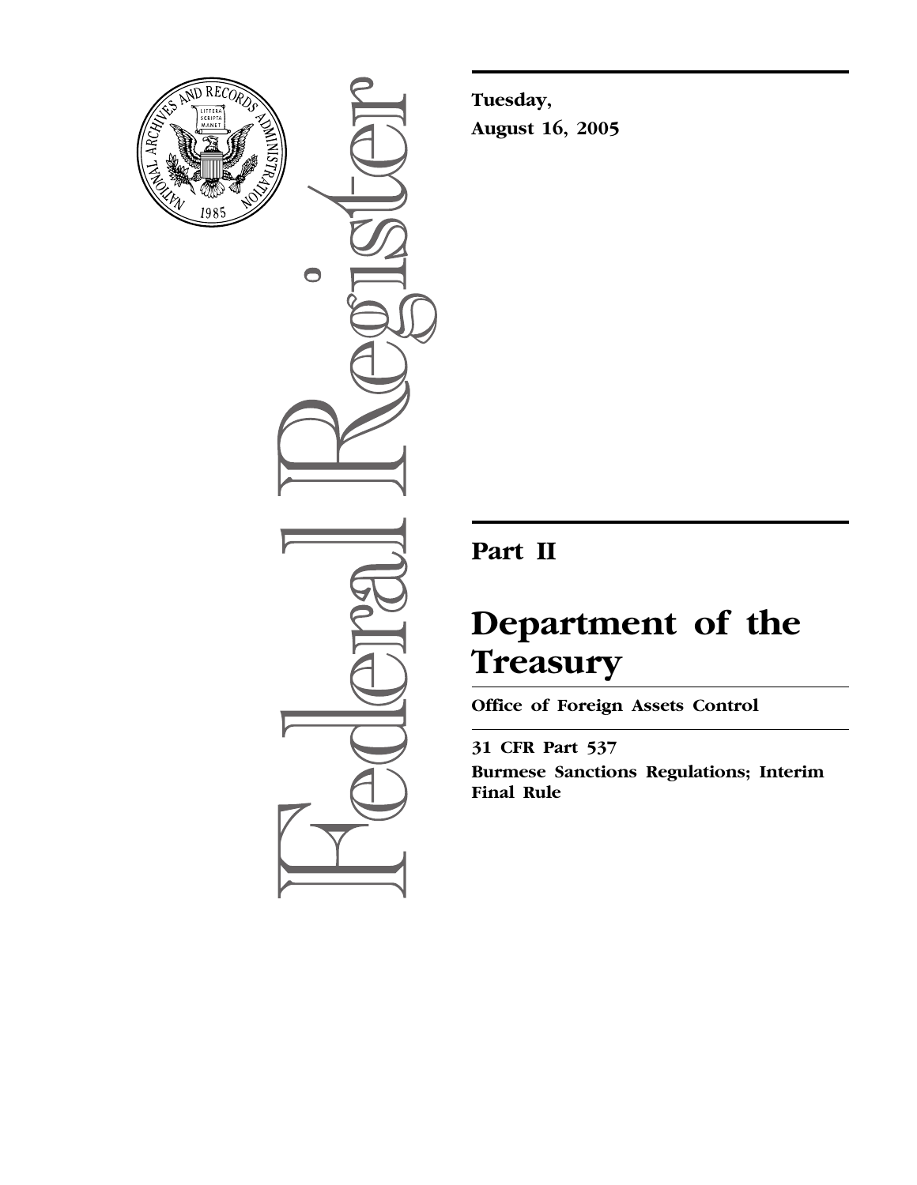**Tuesday,**
**August 16, 2005**

---

# Part II

# Department of the Treasury

**Office of Foreign Assets Control**

---

**31 CFR Part 537**
**Burmese Sanctions Regulations; Interim Final Rule**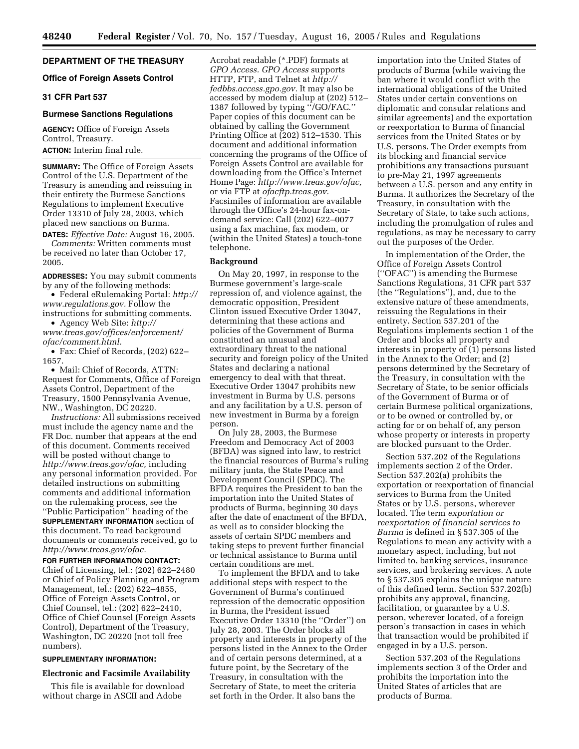# DEPARTMENT OF THE TREASURY

## Office of Foreign Assets Control

## 31 CFR Part 537

## Burmese Sanctions Regulations

**AGENCY:** Office of Foreign Assets Control, Treasury.

**ACTION:** Interim final rule.

**SUMMARY:** The Office of Foreign Assets Control of the U.S. Department of the Treasury is amending and reissuing in their entirety the Burmese Sanctions Regulations to implement Executive Order 13310 of July 28, 2003, which placed new sanctions on Burma.

**DATES:** *Effective Date:* August 16, 2005.

*Comments:* Written comments must be received no later than October 17, 2005.

**ADDRESSES:** You may submit comments by any of the following methods:

• Federal eRulemaking Portal: *http://www.regulations.gov.* Follow the instructions for submitting comments.

• Agency Web Site: *http://www.treas.gov/offices/enforcement/ofac/comment.html.*

• Fax: Chief of Records, (202) 622–1657.

• Mail: Chief of Records, ATTN: Request for Comments, Office of Foreign Assets Control, Department of the Treasury, 1500 Pennsylvania Avenue, NW., Washington, DC 20220.

*Instructions:* All submissions received must include the agency name and the FR Doc. number that appears at the end of this document. Comments received will be posted without change to *http://www.treas.gov/ofac,* including any personal information provided. For detailed instructions on submitting comments and additional information on the rulemaking process, see the ''Public Participation'' heading of the **SUPPLEMENTARY INFORMATION** section of this document. To read background documents or comments received, go to *http://www.treas.gov/ofac.*

**FOR FURTHER INFORMATION CONTACT:** Chief of Licensing, tel.: (202) 622–2480 or Chief of Policy Planning and Program Management, tel.: (202) 622–4855, Office of Foreign Assets Control, or Chief Counsel, tel.: (202) 622–2410, Office of Chief Counsel (Foreign Assets Control), Department of the Treasury, Washington, DC 20220 (not toll free numbers).

**SUPPLEMENTARY INFORMATION:**

### Electronic and Facsimile Availability

This file is available for download without charge in ASCII and Adobe Acrobat readable (*.PDF) formats at *GPO Access. GPO Access* supports HTTP, FTP, and Telnet at *http://fedbbs.access.gpo.gov.* It may also be accessed by modem dialup at (202) 512–1387 followed by typing ''/GO/FAC.'' Paper copies of this document can be obtained by calling the Government Printing Office at (202) 512–1530. This document and additional information concerning the programs of the Office of Foreign Assets Control are available for downloading from the Office's Internet Home Page: *http://www.treas.gov/ofac,* or via FTP at *ofacftp.treas.gov.* Facsimiles of information are available through the Office's 24-hour fax-on-demand service: Call (202) 622–0077 using a fax machine, fax modem, or (within the United States) a touch-tone telephone.

### Background

On May 20, 1997, in response to the Burmese government's large-scale repression of, and violence against, the democratic opposition, President Clinton issued Executive Order 13047, determining that these actions and policies of the Government of Burma constituted an unusual and extraordinary threat to the national security and foreign policy of the United States and declaring a national emergency to deal with that threat. Executive Order 13047 prohibits new investment in Burma by U.S. persons and any facilitation by a U.S. person of new investment in Burma by a foreign person.

On July 28, 2003, the Burmese Freedom and Democracy Act of 2003 (BFDA) was signed into law, to restrict the financial resources of Burma's ruling military junta, the State Peace and Development Council (SPDC). The BFDA requires the President to ban the importation into the United States of products of Burma, beginning 30 days after the date of enactment of the BFDA, as well as to consider blocking the assets of certain SPDC members and taking steps to prevent further financial or technical assistance to Burma until certain conditions are met.

To implement the BFDA and to take additional steps with respect to the Government of Burma's continued repression of the democratic opposition in Burma, the President issued Executive Order 13310 (the ''Order'') on July 28, 2003. The Order blocks all property and interests in property of the persons listed in the Annex to the Order and of certain persons determined, at a future point, by the Secretary of the Treasury, in consultation with the Secretary of State, to meet the criteria set forth in the Order. It also bans the importation into the United States of products of Burma (while waiving the ban where it would conflict with the international obligations of the United States under certain conventions on diplomatic and consular relations and similar agreements) and the exportation or reexportation to Burma of financial services from the United States or by U.S. persons. The Order exempts from its blocking and financial service prohibitions any transactions pursuant to pre-May 21, 1997 agreements between a U.S. person and any entity in Burma. It authorizes the Secretary of the Treasury, in consultation with the Secretary of State, to take such actions, including the promulgation of rules and regulations, as may be necessary to carry out the purposes of the Order.

In implementation of the Order, the Office of Foreign Assets Control (''OFAC'') is amending the Burmese Sanctions Regulations, 31 CFR part 537 (the ''Regulations''), and, due to the extensive nature of these amendments, reissuing the Regulations in their entirety. Section 537.201 of the Regulations implements section 1 of the Order and blocks all property and interests in property of (1) persons listed in the Annex to the Order; and (2) persons determined by the Secretary of the Treasury, in consultation with the Secretary of State, to be senior officials of the Government of Burma or of certain Burmese political organizations, or to be owned or controlled by, or acting for or on behalf of, any person whose property or interests in property are blocked pursuant to the Order.

Section 537.202 of the Regulations implements section 2 of the Order. Section 537.202(a) prohibits the exportation or reexportation of financial services to Burma from the United States or by U.S. persons, wherever located. The term *exportation or reexportation of financial services to Burma* is defined in § 537.305 of the Regulations to mean any activity with a monetary aspect, including, but not limited to, banking services, insurance services, and brokering services. A note to § 537.305 explains the unique nature of this defined term. Section 537.202(b) prohibits any approval, financing, facilitation, or guarantee by a U.S. person, wherever located, of a foreign person's transaction in cases in which that transaction would be prohibited if engaged in by a U.S. person.

Section 537.203 of the Regulations implements section 3 of the Order and prohibits the importation into the United States of articles that are products of Burma.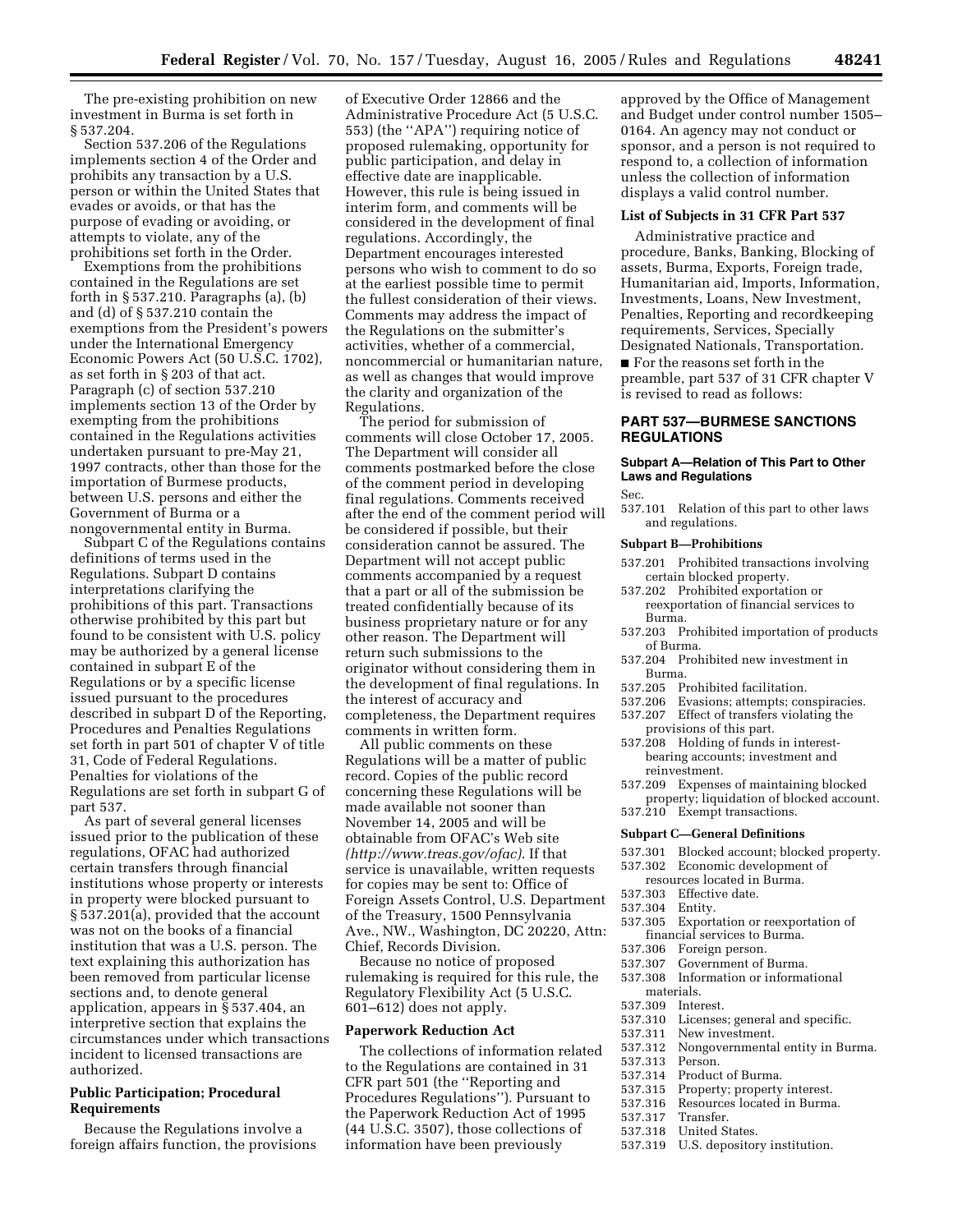The pre-existing prohibition on new investment in Burma is set forth in § 537.204.

Section 537.206 of the Regulations implements section 4 of the Order and prohibits any transaction by a U.S. person or within the United States that evades or avoids, or that has the purpose of evading or avoiding, or attempts to violate, any of the prohibitions set forth in the Order.

Exemptions from the prohibitions contained in the Regulations are set forth in § 537.210. Paragraphs (a), (b) and (d) of § 537.210 contain the exemptions from the President's powers under the International Emergency Economic Powers Act (50 U.S.C. 1702), as set forth in § 203 of that act. Paragraph (c) of section 537.210 implements section 13 of the Order by exempting from the prohibitions contained in the Regulations activities undertaken pursuant to pre-May 21, 1997 contracts, other than those for the importation of Burmese products, between U.S. persons and either the Government of Burma or a nongovernmental entity in Burma.

Subpart C of the Regulations contains definitions of terms used in the Regulations. Subpart D contains interpretations clarifying the prohibitions of this part. Transactions otherwise prohibited by this part but found to be consistent with U.S. policy may be authorized by a general license contained in subpart E of the Regulations or by a specific license issued pursuant to the procedures described in subpart D of the Reporting, Procedures and Penalties Regulations set forth in part 501 of chapter V of title 31, Code of Federal Regulations. Penalties for violations of the Regulations are set forth in subpart G of part 537.

As part of several general licenses issued prior to the publication of these regulations, OFAC had authorized certain transfers through financial institutions whose property or interests in property were blocked pursuant to § 537.201(a), provided that the account was not on the books of a financial institution that was a U.S. person. The text explaining this authorization has been removed from particular license sections and, to denote general application, appears in § 537.404, an interpretive section that explains the circumstances under which transactions incident to licensed transactions are authorized.

## Public Participation; Procedural Requirements

Because the Regulations involve a foreign affairs function, the provisions of Executive Order 12866 and the Administrative Procedure Act (5 U.S.C. 553) (the "APA") requiring notice of proposed rulemaking, opportunity for public participation, and delay in effective date are inapplicable. However, this rule is being issued in interim form, and comments will be considered in the development of final regulations. Accordingly, the Department encourages interested persons who wish to comment to do so at the earliest possible time to permit the fullest consideration of their views. Comments may address the impact of the Regulations on the submitter's activities, whether of a commercial, noncommercial or humanitarian nature, as well as changes that would improve the clarity and organization of the Regulations.

The period for submission of comments will close October 17, 2005. The Department will consider all comments postmarked before the close of the comment period in developing final regulations. Comments received after the end of the comment period will be considered if possible, but their consideration cannot be assured. The Department will not accept public comments accompanied by a request that a part or all of the submission be treated confidentially because of its business proprietary nature or for any other reason. The Department will return such submissions to the originator without considering them in the development of final regulations. In the interest of accuracy and completeness, the Department requires comments in written form.

All public comments on these Regulations will be a matter of public record. Copies of the public record concerning these Regulations will be made available not sooner than November 14, 2005 and will be obtainable from OFAC's Web site *(http://www.treas.gov/ofac)*. If that service is unavailable, written requests for copies may be sent to: Office of Foreign Assets Control, U.S. Department of the Treasury, 1500 Pennsylvania Ave., NW., Washington, DC 20220, Attn: Chief, Records Division.

Because no notice of proposed rulemaking is required for this rule, the Regulatory Flexibility Act (5 U.S.C. 601–612) does not apply.

## Paperwork Reduction Act

The collections of information related to the Regulations are contained in 31 CFR part 501 (the "Reporting and Procedures Regulations"). Pursuant to the Paperwork Reduction Act of 1995 (44 U.S.C. 3507), those collections of information have been previously approved by the Office of Management and Budget under control number 1505–0164. An agency may not conduct or sponsor, and a person is not required to respond to, a collection of information unless the collection of information displays a valid control number.

## List of Subjects in 31 CFR Part 537

Administrative practice and procedure, Banks, Banking, Blocking of assets, Burma, Exports, Foreign trade, Humanitarian aid, Imports, Information, Investments, Loans, New Investment, Penalties, Reporting and recordkeeping requirements, Services, Specially Designated Nationals, Transportation.

■ For the reasons set forth in the preamble, part 537 of 31 CFR chapter V is revised to read as follows:

## PART 537—BURMESE SANCTIONS REGULATIONS

### Subpart A—Relation of This Part to Other Laws and Regulations

Sec.

537.101 Relation of this part to other laws and regulations.

### Subpart B—Prohibitions

537.201 Prohibited transactions involving certain blocked property.
537.202 Prohibited exportation or reexportation of financial services to Burma.
537.203 Prohibited importation of products of Burma.
537.204 Prohibited new investment in Burma.
537.205 Prohibited facilitation.
537.206 Evasions; attempts; conspiracies.
537.207 Effect of transfers violating the provisions of this part.
537.208 Holding of funds in interest-bearing accounts; investment and reinvestment.
537.209 Expenses of maintaining blocked property; liquidation of blocked account.
537.210 Exempt transactions.

### Subpart C—General Definitions

537.301 Blocked account; blocked property.
537.302 Economic development of resources located in Burma.
537.303 Effective date.
537.304 Entity.
537.305 Exportation or reexportation of financial services to Burma.
537.306 Foreign person.
537.307 Government of Burma.
537.308 Information or informational materials.
537.309 Interest.
537.310 Licenses; general and specific.
537.311 New investment.
537.312 Nongovernmental entity in Burma.
537.313 Person.
537.314 Product of Burma.
537.315 Property; property interest.
537.316 Resources located in Burma.
537.317 Transfer.
537.318 United States.
537.319 U.S. depository institution.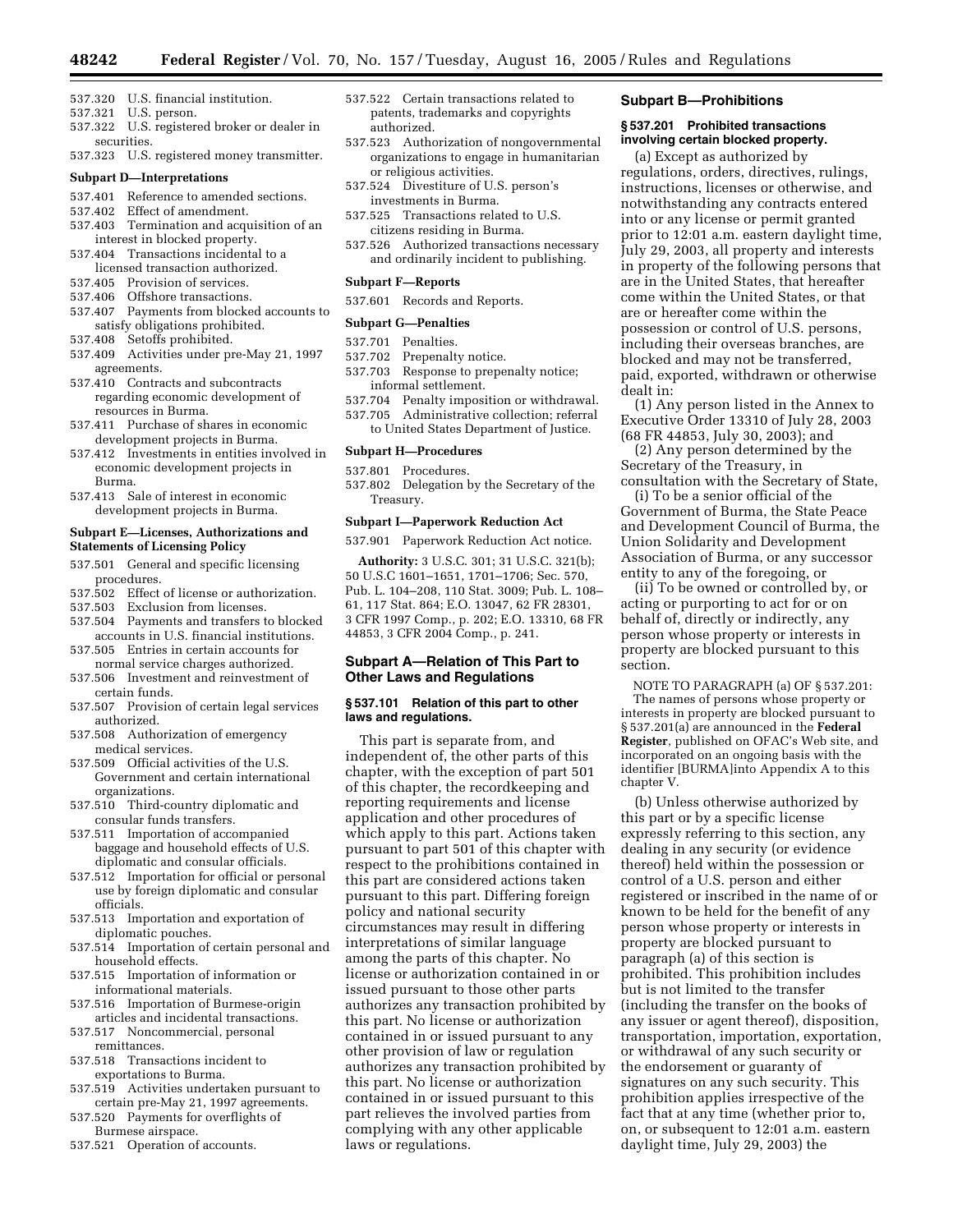537.320 U.S. financial institution.
537.321 U.S. person.
537.322 U.S. registered broker or dealer in securities.
537.323 U.S. registered money transmitter.

**Subpart D—Interpretations**

537.401 Reference to amended sections.
537.402 Effect of amendment.
537.403 Termination and acquisition of an interest in blocked property.
537.404 Transactions incidental to a licensed transaction authorized.
537.405 Provision of services.
537.406 Offshore transactions.
537.407 Payments from blocked accounts to satisfy obligations prohibited.
537.408 Setoffs prohibited.
537.409 Activities under pre-May 21, 1997 agreements.
537.410 Contracts and subcontracts regarding economic development of resources in Burma.
537.411 Purchase of shares in economic development projects in Burma.
537.412 Investments in entities involved in economic development projects in Burma.
537.413 Sale of interest in economic development projects in Burma.

**Subpart E—Licenses, Authorizations and Statements of Licensing Policy**

537.501 General and specific licensing procedures.
537.502 Effect of license or authorization.
537.503 Exclusion from licenses.
537.504 Payments and transfers to blocked accounts in U.S. financial institutions.
537.505 Entries in certain accounts for normal service charges authorized.
537.506 Investment and reinvestment of certain funds.
537.507 Provision of certain legal services authorized.
537.508 Authorization of emergency medical services.
537.509 Official activities of the U.S. Government and certain international organizations.
537.510 Third-country diplomatic and consular funds transfers.
537.511 Importation of accompanied baggage and household effects of U.S. diplomatic and consular officials.
537.512 Importation for official or personal use by foreign diplomatic and consular officials.
537.513 Importation and exportation of diplomatic pouches.
537.514 Importation of certain personal and household effects.
537.515 Importation of information or informational materials.
537.516 Importation of Burmese-origin articles and incidental transactions.
537.517 Noncommercial, personal remittances.
537.518 Transactions incident to exportations to Burma.
537.519 Activities undertaken pursuant to certain pre-May 21, 1997 agreements.
537.520 Payments for overflights of Burmese airspace.
537.521 Operation of accounts.
537.522 Certain transactions related to patents, trademarks and copyrights authorized.
537.523 Authorization of nongovernmental organizations to engage in humanitarian or religious activities.
537.524 Divestiture of U.S. person's investments in Burma.
537.525 Transactions related to U.S. citizens residing in Burma.
537.526 Authorized transactions necessary and ordinarily incident to publishing.

**Subpart F—Reports**

537.601 Records and Reports.

**Subpart G—Penalties**

537.701 Penalties.
537.702 Prepenalty notice.
537.703 Response to prepenalty notice; informal settlement.
537.704 Penalty imposition or withdrawal.
537.705 Administrative collection; referral to United States Department of Justice.

**Subpart H—Procedures**

537.801 Procedures.
537.802 Delegation by the Secretary of the Treasury.

**Subpart I—Paperwork Reduction Act**

537.901 Paperwork Reduction Act notice.

**Authority:** 3 U.S.C. 301; 31 U.S.C. 321(b); 50 U.S.C 1601–1651, 1701–1706; Sec. 570, Pub. L. 104–208, 110 Stat. 3009; Pub. L. 108–61, 117 Stat. 864; E.O. 13047, 62 FR 28301, 3 CFR 1997 Comp., p. 202; E.O. 13310, 68 FR 44853, 3 CFR 2004 Comp., p. 241.

## Subpart A—Relation of This Part to Other Laws and Regulations

### § 537.101 Relation of this part to other laws and regulations.

This part is separate from, and independent of, the other parts of this chapter, with the exception of part 501 of this chapter, the recordkeeping and reporting requirements and license application and other procedures of which apply to this part. Actions taken pursuant to part 501 of this chapter with respect to the prohibitions contained in this part are considered actions taken pursuant to this part. Differing foreign policy and national security circumstances may result in differing interpretations of similar language among the parts of this chapter. No license or authorization contained in or issued pursuant to those other parts authorizes any transaction prohibited by this part. No license or authorization contained in or issued pursuant to any other provision of law or regulation authorizes any transaction prohibited by this part. No license or authorization contained in or issued pursuant to this part relieves the involved parties from complying with any other applicable laws or regulations.

## Subpart B—Prohibitions

### § 537.201 Prohibited transactions involving certain blocked property.

(a) Except as authorized by regulations, orders, directives, rulings, instructions, licenses or otherwise, and notwithstanding any contracts entered into or any license or permit granted prior to 12:01 a.m. eastern daylight time, July 29, 2003, all property and interests in property of the following persons that are in the United States, that hereafter come within the United States, or that are or hereafter come within the possession or control of U.S. persons, including their overseas branches, are blocked and may not be transferred, paid, exported, withdrawn or otherwise dealt in:

(1) Any person listed in the Annex to Executive Order 13310 of July 28, 2003 (68 FR 44853, July 30, 2003); and

(2) Any person determined by the Secretary of the Treasury, in consultation with the Secretary of State,

(i) To be a senior official of the Government of Burma, the State Peace and Development Council of Burma, the Union Solidarity and Development Association of Burma, or any successor entity to any of the foregoing, or

(ii) To be owned or controlled by, or acting or purporting to act for or on behalf of, directly or indirectly, any person whose property or interests in property are blocked pursuant to this section.

NOTE TO PARAGRAPH (a) OF § 537.201: The names of persons whose property or interests in property are blocked pursuant to § 537.201(a) are announced in the **Federal Register**, published on OFAC's Web site, and incorporated on an ongoing basis with the identifier [BURMA]into Appendix A to this chapter V.

(b) Unless otherwise authorized by this part or by a specific license expressly referring to this section, any dealing in any security (or evidence thereof) held within the possession or control of a U.S. person and either registered or inscribed in the name of or known to be held for the benefit of any person whose property or interests in property are blocked pursuant to paragraph (a) of this section is prohibited. This prohibition includes but is not limited to the transfer (including the transfer on the books of any issuer or agent thereof), disposition, transportation, importation, exportation, or withdrawal of any such security or the endorsement or guaranty of signatures on any such security. This prohibition applies irrespective of the fact that at any time (whether prior to, on, or subsequent to 12:01 a.m. eastern daylight time, July 29, 2003) the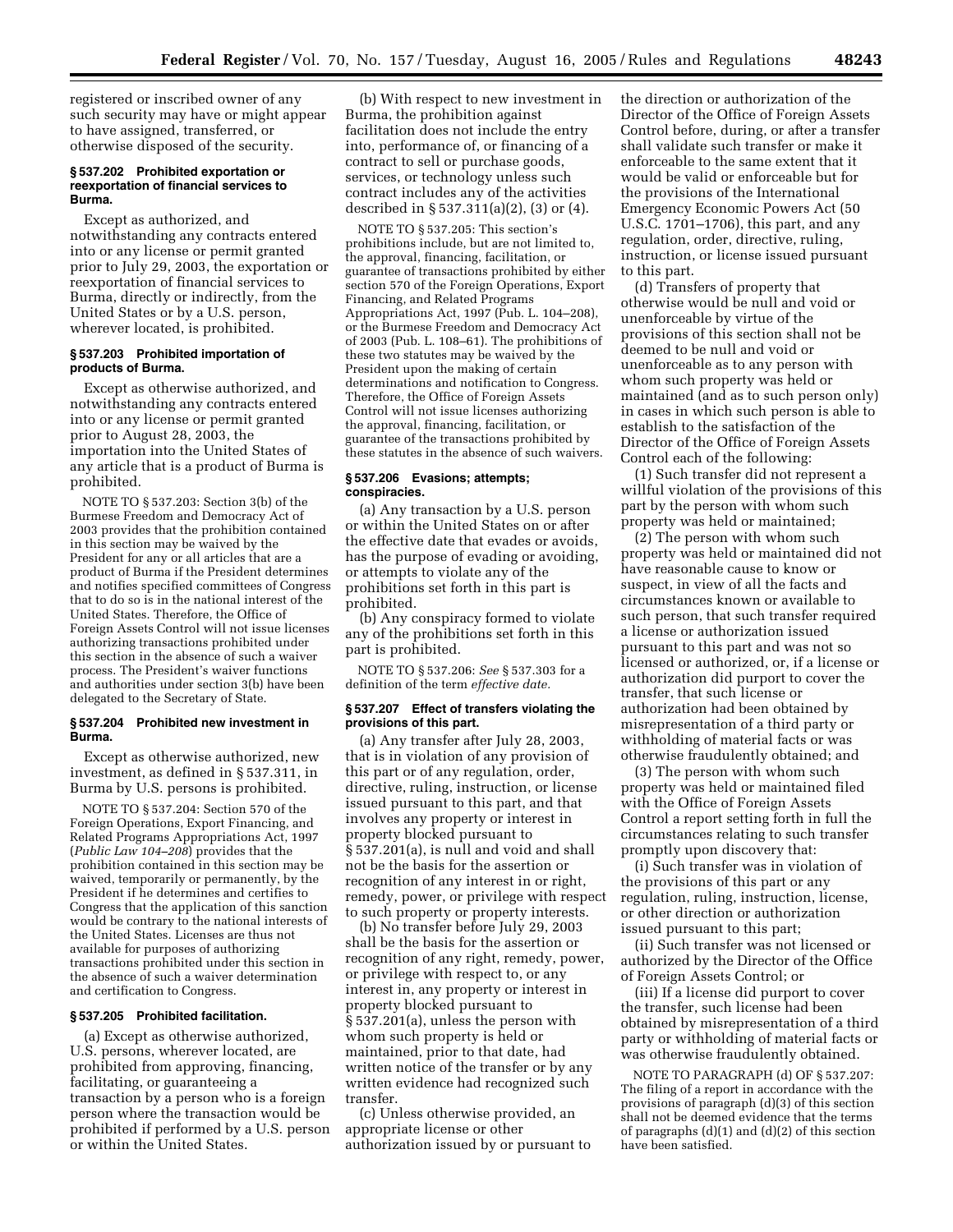registered or inscribed owner of any such security may have or might appear to have assigned, transferred, or otherwise disposed of the security.

#### § 537.202 Prohibited exportation or reexportation of financial services to Burma.

Except as authorized, and notwithstanding any contracts entered into or any license or permit granted prior to July 29, 2003, the exportation or reexportation of financial services to Burma, directly or indirectly, from the United States or by a U.S. person, wherever located, is prohibited.

#### § 537.203 Prohibited importation of products of Burma.

Except as otherwise authorized, and notwithstanding any contracts entered into or any license or permit granted prior to August 28, 2003, the importation into the United States of any article that is a product of Burma is prohibited.

NOTE TO § 537.203: Section 3(b) of the Burmese Freedom and Democracy Act of 2003 provides that the prohibition contained in this section may be waived by the President for any or all articles that are a product of Burma if the President determines and notifies specified committees of Congress that to do so is in the national interest of the United States. Therefore, the Office of Foreign Assets Control will not issue licenses authorizing transactions prohibited under this section in the absence of such a waiver process. The President's waiver functions and authorities under section 3(b) have been delegated to the Secretary of State.

#### § 537.204 Prohibited new investment in Burma.

Except as otherwise authorized, new investment, as defined in § 537.311, in Burma by U.S. persons is prohibited.

NOTE TO § 537.204: Section 570 of the Foreign Operations, Export Financing, and Related Programs Appropriations Act, 1997 (*Public Law 104–208*) provides that the prohibition contained in this section may be waived, temporarily or permanently, by the President if he determines and certifies to Congress that the application of this sanction would be contrary to the national interests of the United States. Licenses are thus not available for purposes of authorizing transactions prohibited under this section in the absence of such a waiver determination and certification to Congress.

#### § 537.205 Prohibited facilitation.

(a) Except as otherwise authorized, U.S. persons, wherever located, are prohibited from approving, financing, facilitating, or guaranteeing a transaction by a person who is a foreign person where the transaction would be prohibited if performed by a U.S. person or within the United States.

(b) With respect to new investment in Burma, the prohibition against facilitation does not include the entry into, performance of, or financing of a contract to sell or purchase goods, services, or technology unless such contract includes any of the activities described in § 537.311(a)(2), (3) or (4).

NOTE TO § 537.205: This section's prohibitions include, but are not limited to, the approval, financing, facilitation, or guarantee of transactions prohibited by either section 570 of the Foreign Operations, Export Financing, and Related Programs Appropriations Act, 1997 (Pub. L. 104–208), or the Burmese Freedom and Democracy Act of 2003 (Pub. L. 108–61). The prohibitions of these two statutes may be waived by the President upon the making of certain determinations and notification to Congress. Therefore, the Office of Foreign Assets Control will not issue licenses authorizing the approval, financing, facilitation, or guarantee of the transactions prohibited by these statutes in the absence of such waivers.

#### § 537.206 Evasions; attempts; conspiracies.

(a) Any transaction by a U.S. person or within the United States on or after the effective date that evades or avoids, has the purpose of evading or avoiding, or attempts to violate any of the prohibitions set forth in this part is prohibited.

(b) Any conspiracy formed to violate any of the prohibitions set forth in this part is prohibited.

NOTE TO § 537.206: *See* § 537.303 for a definition of the term *effective date.*

#### § 537.207 Effect of transfers violating the provisions of this part.

(a) Any transfer after July 28, 2003, that is in violation of any provision of this part or of any regulation, order, directive, ruling, instruction, or license issued pursuant to this part, and that involves any property or interest in property blocked pursuant to § 537.201(a), is null and void and shall not be the basis for the assertion or recognition of any interest in or right, remedy, power, or privilege with respect to such property or property interests.

(b) No transfer before July 29, 2003 shall be the basis for the assertion or recognition of any right, remedy, power, or privilege with respect to, or any interest in, any property or interest in property blocked pursuant to § 537.201(a), unless the person with whom such property is held or maintained, prior to that date, had written notice of the transfer or by any written evidence had recognized such transfer.

(c) Unless otherwise provided, an appropriate license or other authorization issued by or pursuant to the direction or authorization of the Director of the Office of Foreign Assets Control before, during, or after a transfer shall validate such transfer or make it enforceable to the same extent that it would be valid or enforceable but for the provisions of the International Emergency Economic Powers Act (50 U.S.C. 1701–1706), this part, and any regulation, order, directive, ruling, instruction, or license issued pursuant to this part.

(d) Transfers of property that otherwise would be null and void or unenforceable by virtue of the provisions of this section shall not be deemed to be null and void or unenforceable as to any person with whom such property was held or maintained (and as to such person only) in cases in which such person is able to establish to the satisfaction of the Director of the Office of Foreign Assets Control each of the following:

(1) Such transfer did not represent a willful violation of the provisions of this part by the person with whom such property was held or maintained;

(2) The person with whom such property was held or maintained did not have reasonable cause to know or suspect, in view of all the facts and circumstances known or available to such person, that such transfer required a license or authorization issued pursuant to this part and was not so licensed or authorized, or, if a license or authorization did purport to cover the transfer, that such license or authorization had been obtained by misrepresentation of a third party or withholding of material facts or was otherwise fraudulently obtained; and

(3) The person with whom such property was held or maintained filed with the Office of Foreign Assets Control a report setting forth in full the circumstances relating to such transfer promptly upon discovery that:

(i) Such transfer was in violation of the provisions of this part or any regulation, ruling, instruction, license, or other direction or authorization issued pursuant to this part;

(ii) Such transfer was not licensed or authorized by the Director of the Office of Foreign Assets Control; or

(iii) If a license did purport to cover the transfer, such license had been obtained by misrepresentation of a third party or withholding of material facts or was otherwise fraudulently obtained.

NOTE TO PARAGRAPH (d) OF § 537.207: The filing of a report in accordance with the provisions of paragraph (d)(3) of this section shall not be deemed evidence that the terms of paragraphs (d)(1) and (d)(2) of this section have been satisfied.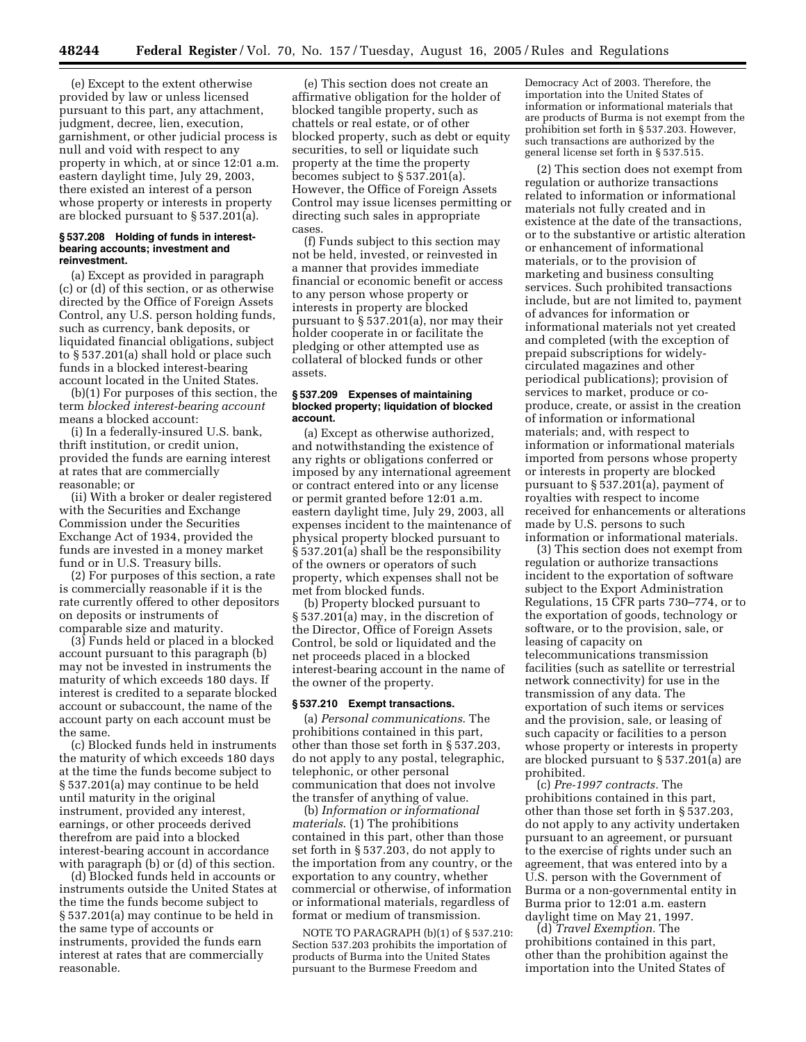(e) Except to the extent otherwise provided by law or unless licensed pursuant to this part, any attachment, judgment, decree, lien, execution, garnishment, or other judicial process is null and void with respect to any property in which, at or since 12:01 a.m. eastern daylight time, July 29, 2003, there existed an interest of a person whose property or interests in property are blocked pursuant to § 537.201(a).

### § 537.208 Holding of funds in interest-bearing accounts; investment and reinvestment.

(a) Except as provided in paragraph (c) or (d) of this section, or as otherwise directed by the Office of Foreign Assets Control, any U.S. person holding funds, such as currency, bank deposits, or liquidated financial obligations, subject to § 537.201(a) shall hold or place such funds in a blocked interest-bearing account located in the United States.

(b)(1) For purposes of this section, the term *blocked interest-bearing account* means a blocked account:

(i) In a federally-insured U.S. bank, thrift institution, or credit union, provided the funds are earning interest at rates that are commercially reasonable; or

(ii) With a broker or dealer registered with the Securities and Exchange Commission under the Securities Exchange Act of 1934, provided the funds are invested in a money market fund or in U.S. Treasury bills.

(2) For purposes of this section, a rate is commercially reasonable if it is the rate currently offered to other depositors on deposits or instruments of comparable size and maturity.

(3) Funds held or placed in a blocked account pursuant to this paragraph (b) may not be invested in instruments the maturity of which exceeds 180 days. If interest is credited to a separate blocked account or subaccount, the name of the account party on each account must be the same.

(c) Blocked funds held in instruments the maturity of which exceeds 180 days at the time the funds become subject to § 537.201(a) may continue to be held until maturity in the original instrument, provided any interest, earnings, or other proceeds derived therefrom are paid into a blocked interest-bearing account in accordance with paragraph (b) or (d) of this section.

(d) Blocked funds held in accounts or instruments outside the United States at the time the funds become subject to § 537.201(a) may continue to be held in the same type of accounts or instruments, provided the funds earn interest at rates that are commercially reasonable.

(e) This section does not create an affirmative obligation for the holder of blocked tangible property, such as chattels or real estate, or of other blocked property, such as debt or equity securities, to sell or liquidate such property at the time the property becomes subject to § 537.201(a). However, the Office of Foreign Assets Control may issue licenses permitting or directing such sales in appropriate cases.

(f) Funds subject to this section may not be held, invested, or reinvested in a manner that provides immediate financial or economic benefit or access to any person whose property or interests in property are blocked pursuant to § 537.201(a), nor may their holder cooperate in or facilitate the pledging or other attempted use as collateral of blocked funds or other assets.

### § 537.209 Expenses of maintaining blocked property; liquidation of blocked account.

(a) Except as otherwise authorized, and notwithstanding the existence of any rights or obligations conferred or imposed by any international agreement or contract entered into or any license or permit granted before 12:01 a.m. eastern daylight time, July 29, 2003, all expenses incident to the maintenance of physical property blocked pursuant to § 537.201(a) shall be the responsibility of the owners or operators of such property, which expenses shall not be met from blocked funds.

(b) Property blocked pursuant to § 537.201(a) may, in the discretion of the Director, Office of Foreign Assets Control, be sold or liquidated and the net proceeds placed in a blocked interest-bearing account in the name of the owner of the property.

### § 537.210 Exempt transactions.

(a) *Personal communications.* The prohibitions contained in this part, other than those set forth in § 537.203, do not apply to any postal, telegraphic, telephonic, or other personal communication that does not involve the transfer of anything of value.

(b) *Information or informational materials.* (1) The prohibitions contained in this part, other than those set forth in § 537.203, do not apply to the importation from any country, or the exportation to any country, whether commercial or otherwise, of information or informational materials, regardless of format or medium of transmission.

NOTE TO PARAGRAPH (b)(1) of § 537.210: Section 537.203 prohibits the importation of products of Burma into the United States pursuant to the Burmese Freedom and Democracy Act of 2003. Therefore, the importation into the United States of information or informational materials that are products of Burma is not exempt from the prohibition set forth in § 537.203. However, such transactions are authorized by the general license set forth in § 537.515.

(2) This section does not exempt from regulation or authorize transactions related to information or informational materials not fully created and in existence at the date of the transactions, or to the substantive or artistic alteration or enhancement of informational materials, or to the provision of marketing and business consulting services. Such prohibited transactions include, but are not limited to, payment of advances for information or informational materials not yet created and completed (with the exception of prepaid subscriptions for widely-circulated magazines and other periodical publications); provision of services to market, produce or co-produce, create, or assist in the creation of information or informational materials; and, with respect to information or informational materials imported from persons whose property or interests in property are blocked pursuant to § 537.201(a), payment of royalties with respect to income received for enhancements or alterations made by U.S. persons to such information or informational materials.

(3) This section does not exempt from regulation or authorize transactions incident to the exportation of software subject to the Export Administration Regulations, 15 CFR parts 730–774, or to the exportation of goods, technology or software, or to the provision, sale, or leasing of capacity on telecommunications transmission facilities (such as satellite or terrestrial network connectivity) for use in the transmission of any data. The exportation of such items or services and the provision, sale, or leasing of such capacity or facilities to a person whose property or interests in property are blocked pursuant to § 537.201(a) are prohibited.

(c) *Pre-1997 contracts.* The prohibitions contained in this part, other than those set forth in § 537.203, do not apply to any activity undertaken pursuant to an agreement, or pursuant to the exercise of rights under such an agreement, that was entered into by a U.S. person with the Government of Burma or a non-governmental entity in Burma prior to 12:01 a.m. eastern daylight time on May 21, 1997.

(d) *Travel Exemption.* The prohibitions contained in this part, other than the prohibition against the importation into the United States of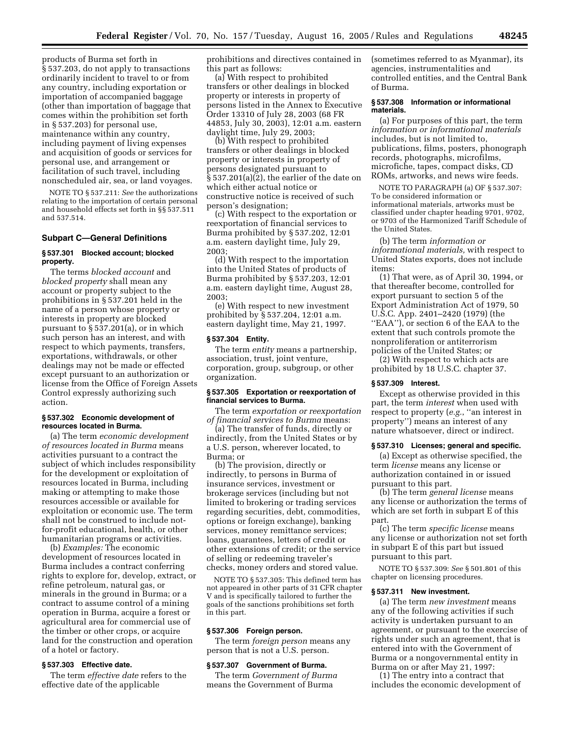products of Burma set forth in § 537.203, do not apply to transactions ordinarily incident to travel to or from any country, including exportation or importation of accompanied baggage (other than importation of baggage that comes within the prohibition set forth in § 537.203) for personal use, maintenance within any country, including payment of living expenses and acquisition of goods or services for personal use, and arrangement or facilitation of such travel, including nonscheduled air, sea, or land voyages.

NOTE TO § 537.211: *See* the authorizations relating to the importation of certain personal and household effects set forth in §§ 537.511 and 537.514.

## Subpart C—General Definitions

### § 537.301 Blocked account; blocked property.

The terms *blocked account* and *blocked property* shall mean any account or property subject to the prohibitions in § 537.201 held in the name of a person whose property or interests in property are blocked pursuant to § 537.201(a), or in which such person has an interest, and with respect to which payments, transfers, exportations, withdrawals, or other dealings may not be made or effected except pursuant to an authorization or license from the Office of Foreign Assets Control expressly authorizing such action.

### § 537.302 Economic development of resources located in Burma.

(a) The term *economic development of resources located in Burma* means activities pursuant to a contract the subject of which includes responsibility for the development or exploitation of resources located in Burma, including making or attempting to make those resources accessible or available for exploitation or economic use. The term shall not be construed to include not-for-profit educational, health, or other humanitarian programs or activities.

(b) *Examples:* The economic development of resources located in Burma includes a contract conferring rights to explore for, develop, extract, or refine petroleum, natural gas, or minerals in the ground in Burma; or a contract to assume control of a mining operation in Burma, acquire a forest or agricultural area for commercial use of the timber or other crops, or acquire land for the construction and operation of a hotel or factory.

### § 537.303 Effective date.

The term *effective date* refers to the effective date of the applicable prohibitions and directives contained in this part as follows:

(a) With respect to prohibited transfers or other dealings in blocked property or interests in property of persons listed in the Annex to Executive Order 13310 of July 28, 2003 (68 FR 44853, July 30, 2003), 12:01 a.m. eastern daylight time, July 29, 2003;

(b) With respect to prohibited transfers or other dealings in blocked property or interests in property of persons designated pursuant to § 537.201(a)(2), the earlier of the date on which either actual notice or constructive notice is received of such person's designation;

(c) With respect to the exportation or reexportation of financial services to Burma prohibited by § 537.202, 12:01 a.m. eastern daylight time, July 29, 2003;

(d) With respect to the importation into the United States of products of Burma prohibited by § 537.203, 12:01 a.m. eastern daylight time, August 28, 2003;

(e) With respect to new investment prohibited by § 537.204, 12:01 a.m. eastern daylight time, May 21, 1997.

### § 537.304 Entity.

The term *entity* means a partnership, association, trust, joint venture, corporation, group, subgroup, or other organization.

### § 537.305 Exportation or reexportation of financial services to Burma.

The term *exportation or reexportation of financial services to Burma* means:

(a) The transfer of funds, directly or indirectly, from the United States or by a U.S. person, wherever located, to Burma; or

(b) The provision, directly or indirectly, to persons in Burma of insurance services, investment or brokerage services (including but not limited to brokering or trading services regarding securities, debt, commodities, options or foreign exchange), banking services, money remittance services; loans, guarantees, letters of credit or other extensions of credit; or the service of selling or redeeming traveler's checks, money orders and stored value.

NOTE TO § 537.305: This defined term has not appeared in other parts of 31 CFR chapter V and is specifically tailored to further the goals of the sanctions prohibitions set forth in this part.

### § 537.306 Foreign person.

The term *foreign person* means any person that is not a U.S. person.

### § 537.307 Government of Burma.

The term *Government of Burma* means the Government of Burma (sometimes referred to as Myanmar), its agencies, instrumentalities and controlled entities, and the Central Bank of Burma.

### § 537.308 Information or informational materials.

(a) For purposes of this part, the term *information or informational materials* includes, but is not limited to, publications, films, posters, phonograph records, photographs, microfilms, microfiche, tapes, compact disks, CD ROMs, artworks, and news wire feeds.

NOTE TO PARAGRAPH (a) OF § 537.307: To be considered information or informational materials, artworks must be classified under chapter heading 9701, 9702, or 9703 of the Harmonized Tariff Schedule of the United States.

(b) The term *information or informational materials,* with respect to United States exports, does not include items:

(1) That were, as of April 30, 1994, or that thereafter become, controlled for export pursuant to section 5 of the Export Administration Act of 1979, 50 U.S.C. App. 2401–2420 (1979) (the "EAA"), or section 6 of the EAA to the extent that such controls promote the nonproliferation or antiterrorism policies of the United States; or

(2) With respect to which acts are prohibited by 18 U.S.C. chapter 37.

### § 537.309 Interest.

Except as otherwise provided in this part, the term *interest* when used with respect to property (*e.g.*, "an interest in property") means an interest of any nature whatsoever, direct or indirect.

### § 537.310 Licenses; general and specific.

(a) Except as otherwise specified, the term *license* means any license or authorization contained in or issued pursuant to this part.

(b) The term *general license* means any license or authorization the terms of which are set forth in subpart E of this part.

(c) The term *specific license* means any license or authorization not set forth in subpart E of this part but issued pursuant to this part.

NOTE TO § 537.309: *See* § 501.801 of this chapter on licensing procedures.

### § 537.311 New investment.

(a) The term *new investment* means any of the following activities if such activity is undertaken pursuant to an agreement, or pursuant to the exercise of rights under such an agreement, that is entered into with the Government of Burma or a nongovernmental entity in Burma on or after May 21, 1997:

(1) The entry into a contract that includes the economic development of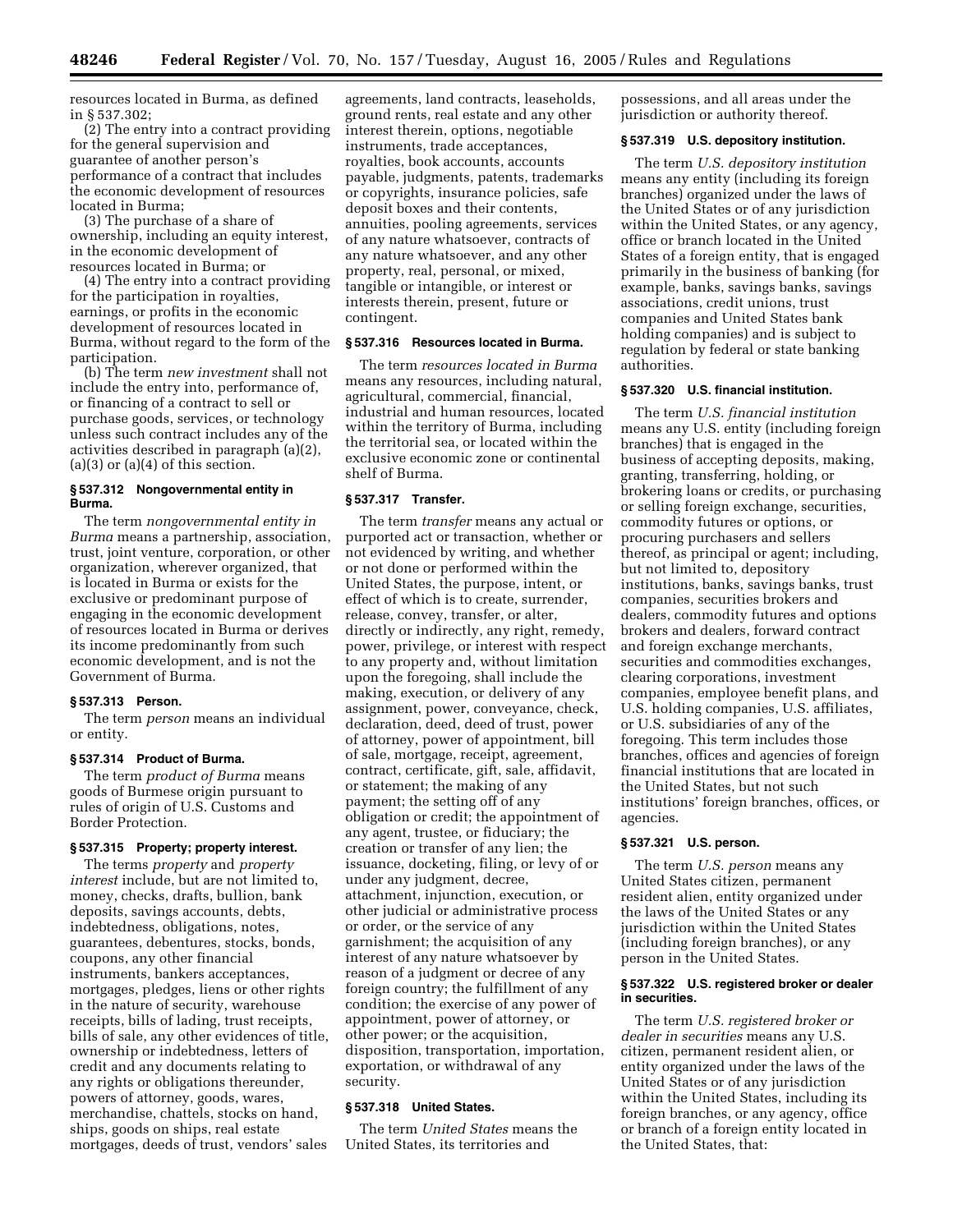resources located in Burma, as defined in § 537.302;

(2) The entry into a contract providing for the general supervision and guarantee of another person's performance of a contract that includes the economic development of resources located in Burma;

(3) The purchase of a share of ownership, including an equity interest, in the economic development of resources located in Burma; or

(4) The entry into a contract providing for the participation in royalties, earnings, or profits in the economic development of resources located in Burma, without regard to the form of the participation.

(b) The term *new investment* shall not include the entry into, performance of, or financing of a contract to sell or purchase goods, services, or technology unless such contract includes any of the activities described in paragraph (a)(2), (a)(3) or (a)(4) of this section.

#### § 537.312 Nongovernmental entity in Burma.

The term *nongovernmental entity in Burma* means a partnership, association, trust, joint venture, corporation, or other organization, wherever organized, that is located in Burma or exists for the exclusive or predominant purpose of engaging in the economic development of resources located in Burma or derives its income predominantly from such economic development, and is not the Government of Burma.

#### § 537.313 Person.

The term *person* means an individual or entity.

#### § 537.314 Product of Burma.

The term *product of Burma* means goods of Burmese origin pursuant to rules of origin of U.S. Customs and Border Protection.

#### § 537.315 Property; property interest.

The terms *property* and *property interest* include, but are not limited to, money, checks, drafts, bullion, bank deposits, savings accounts, debts, indebtedness, obligations, notes, guarantees, debentures, stocks, bonds, coupons, any other financial instruments, bankers acceptances, mortgages, pledges, liens or other rights in the nature of security, warehouse receipts, bills of lading, trust receipts, bills of sale, any other evidences of title, ownership or indebtedness, letters of credit and any documents relating to any rights or obligations thereunder, powers of attorney, goods, wares, merchandise, chattels, stocks on hand, ships, goods on ships, real estate mortgages, deeds of trust, vendors' sales agreements, land contracts, leaseholds, ground rents, real estate and any other interest therein, options, negotiable instruments, trade acceptances, royalties, book accounts, accounts payable, judgments, patents, trademarks or copyrights, insurance policies, safe deposit boxes and their contents, annuities, pooling agreements, services of any nature whatsoever, contracts of any nature whatsoever, and any other property, real, personal, or mixed, tangible or intangible, or interest or interests therein, present, future or contingent.

#### § 537.316 Resources located in Burma.

The term *resources located in Burma* means any resources, including natural, agricultural, commercial, financial, industrial and human resources, located within the territory of Burma, including the territorial sea, or located within the exclusive economic zone or continental shelf of Burma.

#### § 537.317 Transfer.

The term *transfer* means any actual or purported act or transaction, whether or not evidenced by writing, and whether or not done or performed within the United States, the purpose, intent, or effect of which is to create, surrender, release, convey, transfer, or alter, directly or indirectly, any right, remedy, power, privilege, or interest with respect to any property and, without limitation upon the foregoing, shall include the making, execution, or delivery of any assignment, power, conveyance, check, declaration, deed, deed of trust, power of attorney, power of appointment, bill of sale, mortgage, receipt, agreement, contract, certificate, gift, sale, affidavit, or statement; the making of any payment; the setting off of any obligation or credit; the appointment of any agent, trustee, or fiduciary; the creation or transfer of any lien; the issuance, docketing, filing, or levy of or under any judgment, decree, attachment, injunction, execution, or other judicial or administrative process or order, or the service of any garnishment; the acquisition of any interest of any nature whatsoever by reason of a judgment or decree of any foreign country; the fulfillment of any condition; the exercise of any power of appointment, power of attorney, or other power; or the acquisition, disposition, transportation, importation, exportation, or withdrawal of any security.

#### § 537.318 United States.

The term *United States* means the United States, its territories and possessions, and all areas under the jurisdiction or authority thereof.

#### § 537.319 U.S. depository institution.

The term *U.S. depository institution* means any entity (including its foreign branches) organized under the laws of the United States or of any jurisdiction within the United States, or any agency, office or branch located in the United States of a foreign entity, that is engaged primarily in the business of banking (for example, banks, savings banks, savings associations, credit unions, trust companies and United States bank holding companies) and is subject to regulation by federal or state banking authorities.

#### § 537.320 U.S. financial institution.

The term *U.S. financial institution* means any U.S. entity (including foreign branches) that is engaged in the business of accepting deposits, making, granting, transferring, holding, or brokering loans or credits, or purchasing or selling foreign exchange, securities, commodity futures or options, or procuring purchasers and sellers thereof, as principal or agent; including, but not limited to, depository institutions, banks, savings banks, trust companies, securities brokers and dealers, commodity futures and options brokers and dealers, forward contract and foreign exchange merchants, securities and commodities exchanges, clearing corporations, investment companies, employee benefit plans, and U.S. holding companies, U.S. affiliates, or U.S. subsidiaries of any of the foregoing. This term includes those branches, offices and agencies of foreign financial institutions that are located in the United States, but not such institutions' foreign branches, offices, or agencies.

#### § 537.321 U.S. person.

The term *U.S. person* means any United States citizen, permanent resident alien, entity organized under the laws of the United States or any jurisdiction within the United States (including foreign branches), or any person in the United States.

#### § 537.322 U.S. registered broker or dealer in securities.

The term *U.S. registered broker or dealer in securities* means any U.S. citizen, permanent resident alien, or entity organized under the laws of the United States or of any jurisdiction within the United States, including its foreign branches, or any agency, office or branch of a foreign entity located in the United States, that: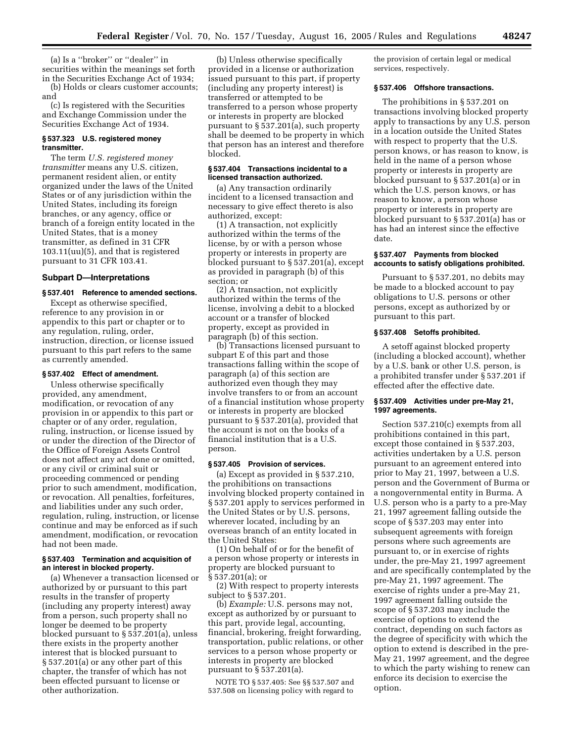(a) Is a ''broker'' or ''dealer'' in securities within the meanings set forth in the Securities Exchange Act of 1934;

(b) Holds or clears customer accounts; and

(c) Is registered with the Securities and Exchange Commission under the Securities Exchange Act of 1934.

#### § 537.323 U.S. registered money transmitter.

The term *U.S. registered money transmitter* means any U.S. citizen, permanent resident alien, or entity organized under the laws of the United States or of any jurisdiction within the United States, including its foreign branches, or any agency, office or branch of a foreign entity located in the United States, that is a money transmitter, as defined in 31 CFR 103.11(uu)(5), and that is registered pursuant to 31 CFR 103.41.

### Subpart D—Interpretations

#### § 537.401 Reference to amended sections.

Except as otherwise specified, reference to any provision in or appendix to this part or chapter or to any regulation, ruling, order, instruction, direction, or license issued pursuant to this part refers to the same as currently amended.

#### § 537.402 Effect of amendment.

Unless otherwise specifically provided, any amendment, modification, or revocation of any provision in or appendix to this part or chapter or of any order, regulation, ruling, instruction, or license issued by or under the direction of the Director of the Office of Foreign Assets Control does not affect any act done or omitted, or any civil or criminal suit or proceeding commenced or pending prior to such amendment, modification, or revocation. All penalties, forfeitures, and liabilities under any such order, regulation, ruling, instruction, or license continue and may be enforced as if such amendment, modification, or revocation had not been made.

#### § 537.403 Termination and acquisition of an interest in blocked property.

(a) Whenever a transaction licensed or authorized by or pursuant to this part results in the transfer of property (including any property interest) away from a person, such property shall no longer be deemed to be property blocked pursuant to § 537.201(a), unless there exists in the property another interest that is blocked pursuant to § 537.201(a) or any other part of this chapter, the transfer of which has not been effected pursuant to license or other authorization.

(b) Unless otherwise specifically provided in a license or authorization issued pursuant to this part, if property (including any property interest) is transferred or attempted to be transferred to a person whose property or interests in property are blocked pursuant to § 537.201(a), such property shall be deemed to be property in which that person has an interest and therefore blocked.

#### § 537.404 Transactions incidental to a licensed transaction authorized.

(a) Any transaction ordinarily incident to a licensed transaction and necessary to give effect thereto is also authorized, except:

(1) A transaction, not explicitly authorized within the terms of the license, by or with a person whose property or interests in property are blocked pursuant to § 537.201(a), except as provided in paragraph (b) of this section; or

(2) A transaction, not explicitly authorized within the terms of the license, involving a debit to a blocked account or a transfer of blocked property, except as provided in paragraph (b) of this section.

(b) Transactions licensed pursuant to subpart E of this part and those transactions falling within the scope of paragraph (a) of this section are authorized even though they may involve transfers to or from an account of a financial institution whose property or interests in property are blocked pursuant to § 537.201(a), provided that the account is not on the books of a financial institution that is a U.S. person.

#### § 537.405 Provision of services.

(a) Except as provided in § 537.210, the prohibitions on transactions involving blocked property contained in § 537.201 apply to services performed in the United States or by U.S. persons, wherever located, including by an overseas branch of an entity located in the United States:

(1) On behalf of or for the benefit of a person whose property or interests in property are blocked pursuant to § 537.201(a); or

(2) With respect to property interests subject to § 537.201.

(b) *Example:* U.S. persons may not, except as authorized by or pursuant to this part, provide legal, accounting, financial, brokering, freight forwarding, transportation, public relations, or other services to a person whose property or interests in property are blocked pursuant to § 537.201(a).

NOTE TO § 537.405: See §§ 537.507 and 537.508 on licensing policy with regard to the provision of certain legal or medical services, respectively.

#### § 537.406 Offshore transactions.

The prohibitions in § 537.201 on transactions involving blocked property apply to transactions by any U.S. person in a location outside the United States with respect to property that the U.S. person knows, or has reason to know, is held in the name of a person whose property or interests in property are blocked pursuant to § 537.201(a) or in which the U.S. person knows, or has reason to know, a person whose property or interests in property are blocked pursuant to § 537.201(a) has or has had an interest since the effective date.

#### § 537.407 Payments from blocked accounts to satisfy obligations prohibited.

Pursuant to § 537.201, no debits may be made to a blocked account to pay obligations to U.S. persons or other persons, except as authorized by or pursuant to this part.

#### § 537.408 Setoffs prohibited.

A setoff against blocked property (including a blocked account), whether by a U.S. bank or other U.S. person, is a prohibited transfer under § 537.201 if effected after the effective date.

#### § 537.409 Activities under pre-May 21, 1997 agreements.

Section 537.210(c) exempts from all prohibitions contained in this part, except those contained in § 537.203, activities undertaken by a U.S. person pursuant to an agreement entered into prior to May 21, 1997, between a U.S. person and the Government of Burma or a nongovernmental entity in Burma. A U.S. person who is a party to a pre-May 21, 1997 agreement falling outside the scope of § 537.203 may enter into subsequent agreements with foreign persons where such agreements are pursuant to, or in exercise of rights under, the pre-May 21, 1997 agreement and are specifically contemplated by the pre-May 21, 1997 agreement. The exercise of rights under a pre-May 21, 1997 agreement falling outside the scope of § 537.203 may include the exercise of options to extend the contract, depending on such factors as the degree of specificity with which the option to extend is described in the pre-May 21, 1997 agreement, and the degree to which the party wishing to renew can enforce its decision to exercise the option.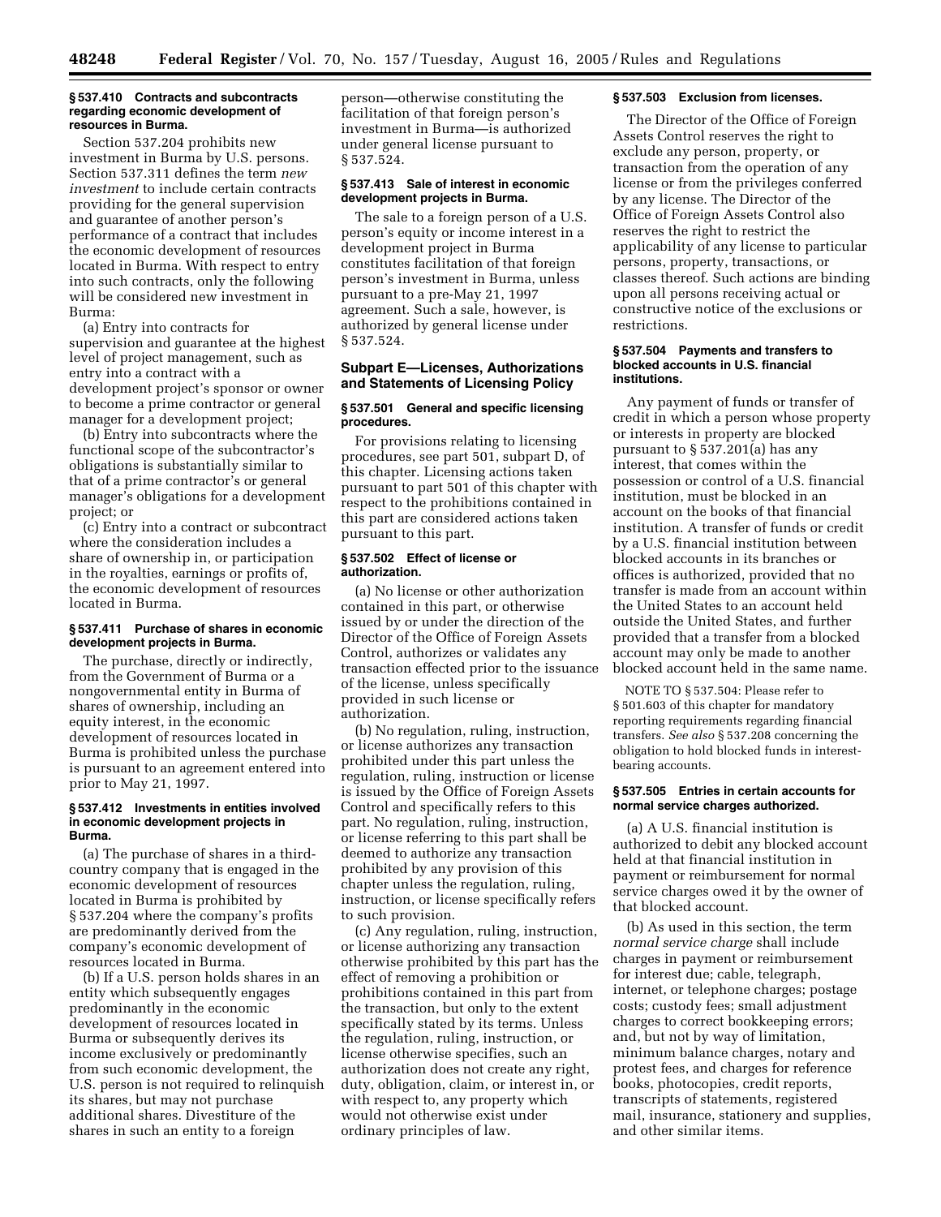### § 537.410 Contracts and subcontracts regarding economic development of resources in Burma.

Section 537.204 prohibits new investment in Burma by U.S. persons. Section 537.311 defines the term *new investment* to include certain contracts providing for the general supervision and guarantee of another person's performance of a contract that includes the economic development of resources located in Burma. With respect to entry into such contracts, only the following will be considered new investment in Burma:

(a) Entry into contracts for supervision and guarantee at the highest level of project management, such as entry into a contract with a development project's sponsor or owner to become a prime contractor or general manager for a development project;

(b) Entry into subcontracts where the functional scope of the subcontractor's obligations is substantially similar to that of a prime contractor's or general manager's obligations for a development project; or

(c) Entry into a contract or subcontract where the consideration includes a share of ownership in, or participation in the royalties, earnings or profits of, the economic development of resources located in Burma.

### § 537.411 Purchase of shares in economic development projects in Burma.

The purchase, directly or indirectly, from the Government of Burma or a nongovernmental entity in Burma of shares of ownership, including an equity interest, in the economic development of resources located in Burma is prohibited unless the purchase is pursuant to an agreement entered into prior to May 21, 1997.

### § 537.412 Investments in entities involved in economic development projects in Burma.

(a) The purchase of shares in a third-country company that is engaged in the economic development of resources located in Burma is prohibited by § 537.204 where the company's profits are predominantly derived from the company's economic development of resources located in Burma.

(b) If a U.S. person holds shares in an entity which subsequently engages predominantly in the economic development of resources located in Burma or subsequently derives its income exclusively or predominantly from such economic development, the U.S. person is not required to relinquish its shares, but may not purchase additional shares. Divestiture of the shares in such an entity to a foreign person—otherwise constituting the facilitation of that foreign person's investment in Burma—is authorized under general license pursuant to § 537.524.

### § 537.413 Sale of interest in economic development projects in Burma.

The sale to a foreign person of a U.S. person's equity or income interest in a development project in Burma constitutes facilitation of that foreign person's investment in Burma, unless pursuant to a pre-May 21, 1997 agreement. Such a sale, however, is authorized by general license under § 537.524.

## Subpart E—Licenses, Authorizations and Statements of Licensing Policy

### § 537.501 General and specific licensing procedures.

For provisions relating to licensing procedures, see part 501, subpart D, of this chapter. Licensing actions taken pursuant to part 501 of this chapter with respect to the prohibitions contained in this part are considered actions taken pursuant to this part.

### § 537.502 Effect of license or authorization.

(a) No license or other authorization contained in this part, or otherwise issued by or under the direction of the Director of the Office of Foreign Assets Control, authorizes or validates any transaction effected prior to the issuance of the license, unless specifically provided in such license or authorization.

(b) No regulation, ruling, instruction, or license authorizes any transaction prohibited under this part unless the regulation, ruling, instruction or license is issued by the Office of Foreign Assets Control and specifically refers to this part. No regulation, ruling, instruction, or license referring to this part shall be deemed to authorize any transaction prohibited by any provision of this chapter unless the regulation, ruling, instruction, or license specifically refers to such provision.

(c) Any regulation, ruling, instruction, or license authorizing any transaction otherwise prohibited by this part has the effect of removing a prohibition or prohibitions contained in this part from the transaction, but only to the extent specifically stated by its terms. Unless the regulation, ruling, instruction, or license otherwise specifies, such an authorization does not create any right, duty, obligation, claim, or interest in, or with respect to, any property which would not otherwise exist under ordinary principles of law.

### § 537.503 Exclusion from licenses.

The Director of the Office of Foreign Assets Control reserves the right to exclude any person, property, or transaction from the operation of any license or from the privileges conferred by any license. The Director of the Office of Foreign Assets Control also reserves the right to restrict the applicability of any license to particular persons, property, transactions, or classes thereof. Such actions are binding upon all persons receiving actual or constructive notice of the exclusions or restrictions.

### § 537.504 Payments and transfers to blocked accounts in U.S. financial institutions.

Any payment of funds or transfer of credit in which a person whose property or interests in property are blocked pursuant to § 537.201(a) has any interest, that comes within the possession or control of a U.S. financial institution, must be blocked in an account on the books of that financial institution. A transfer of funds or credit by a U.S. financial institution between blocked accounts in its branches or offices is authorized, provided that no transfer is made from an account within the United States to an account held outside the United States, and further provided that a transfer from a blocked account may only be made to another blocked account held in the same name.

NOTE TO § 537.504: Please refer to § 501.603 of this chapter for mandatory reporting requirements regarding financial transfers. *See also* § 537.208 concerning the obligation to hold blocked funds in interest-bearing accounts.

### § 537.505 Entries in certain accounts for normal service charges authorized.

(a) A U.S. financial institution is authorized to debit any blocked account held at that financial institution in payment or reimbursement for normal service charges owed it by the owner of that blocked account.

(b) As used in this section, the term *normal service charge* shall include charges in payment or reimbursement for interest due; cable, telegraph, internet, or telephone charges; postage costs; custody fees; small adjustment charges to correct bookkeeping errors; and, but not by way of limitation, minimum balance charges, notary and protest fees, and charges for reference books, photocopies, credit reports, transcripts of statements, registered mail, insurance, stationery and supplies, and other similar items.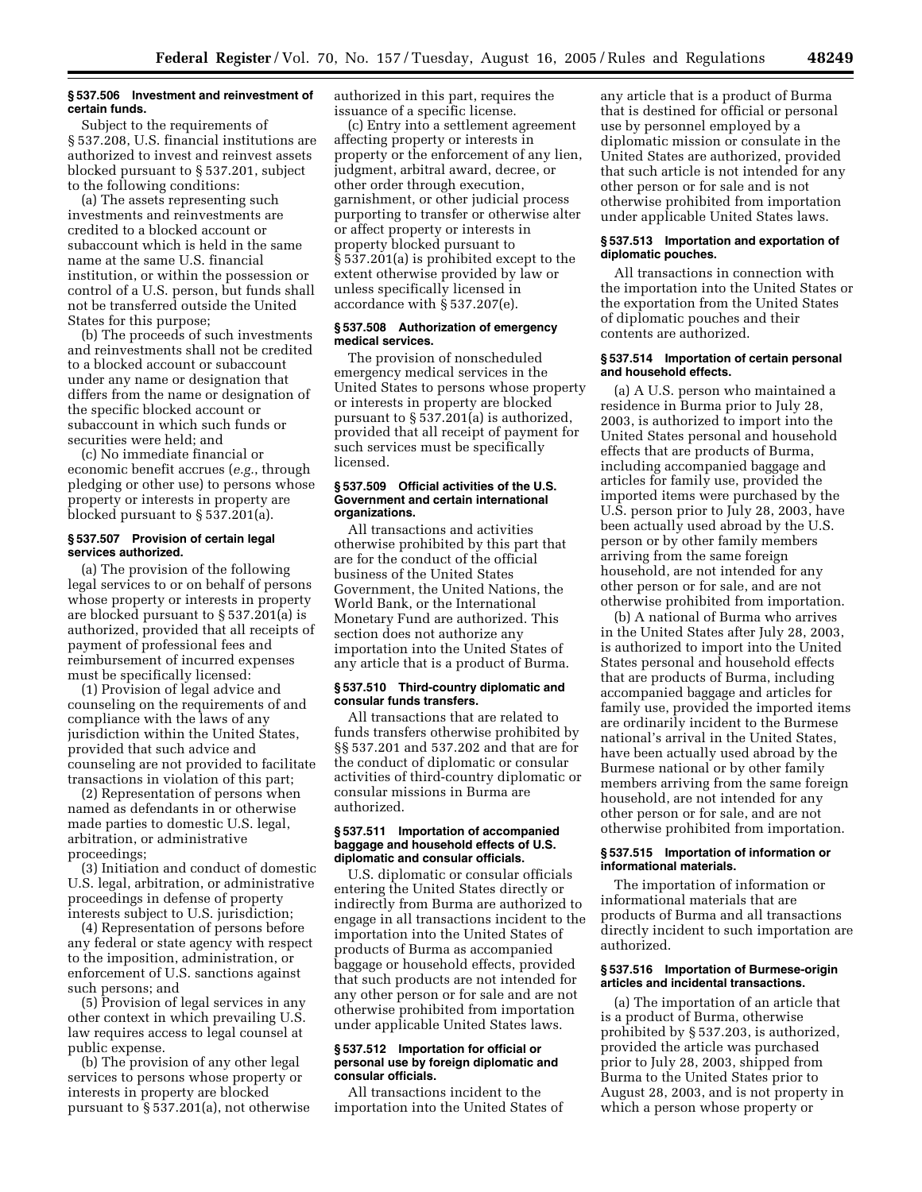### § 537.506 Investment and reinvestment of certain funds.

Subject to the requirements of § 537.208, U.S. financial institutions are authorized to invest and reinvest assets blocked pursuant to § 537.201, subject to the following conditions:

(a) The assets representing such investments and reinvestments are credited to a blocked account or subaccount which is held in the same name at the same U.S. financial institution, or within the possession or control of a U.S. person, but funds shall not be transferred outside the United States for this purpose;

(b) The proceeds of such investments and reinvestments shall not be credited to a blocked account or subaccount under any name or designation that differs from the name or designation of the specific blocked account or subaccount in which such funds or securities were held; and

(c) No immediate financial or economic benefit accrues (*e.g.*, through pledging or other use) to persons whose property or interests in property are blocked pursuant to § 537.201(a).

### § 537.507 Provision of certain legal services authorized.

(a) The provision of the following legal services to or on behalf of persons whose property or interests in property are blocked pursuant to § 537.201(a) is authorized, provided that all receipts of payment of professional fees and reimbursement of incurred expenses must be specifically licensed:

(1) Provision of legal advice and counseling on the requirements of and compliance with the laws of any jurisdiction within the United States, provided that such advice and counseling are not provided to facilitate transactions in violation of this part;

(2) Representation of persons when named as defendants in or otherwise made parties to domestic U.S. legal, arbitration, or administrative proceedings;

(3) Initiation and conduct of domestic U.S. legal, arbitration, or administrative proceedings in defense of property interests subject to U.S. jurisdiction;

(4) Representation of persons before any federal or state agency with respect to the imposition, administration, or enforcement of U.S. sanctions against such persons; and

(5) Provision of legal services in any other context in which prevailing U.S. law requires access to legal counsel at public expense.

(b) The provision of any other legal services to persons whose property or interests in property are blocked pursuant to § 537.201(a), not otherwise authorized in this part, requires the issuance of a specific license.

(c) Entry into a settlement agreement affecting property or interests in property or the enforcement of any lien, judgment, arbitral award, decree, or other order through execution, garnishment, or other judicial process purporting to transfer or otherwise alter or affect property or interests in property blocked pursuant to § 537.201(a) is prohibited except to the extent otherwise provided by law or unless specifically licensed in accordance with § 537.207(e).

### § 537.508 Authorization of emergency medical services.

The provision of nonscheduled emergency medical services in the United States to persons whose property or interests in property are blocked pursuant to § 537.201(a) is authorized, provided that all receipt of payment for such services must be specifically licensed.

### § 537.509 Official activities of the U.S. Government and certain international organizations.

All transactions and activities otherwise prohibited by this part that are for the conduct of the official business of the United States Government, the United Nations, the World Bank, or the International Monetary Fund are authorized. This section does not authorize any importation into the United States of any article that is a product of Burma.

### § 537.510 Third-country diplomatic and consular funds transfers.

All transactions that are related to funds transfers otherwise prohibited by §§ 537.201 and 537.202 and that are for the conduct of diplomatic or consular activities of third-country diplomatic or consular missions in Burma are authorized.

### § 537.511 Importation of accompanied baggage and household effects of U.S. diplomatic and consular officials.

U.S. diplomatic or consular officials entering the United States directly or indirectly from Burma are authorized to engage in all transactions incident to the importation into the United States of products of Burma as accompanied baggage or household effects, provided that such products are not intended for any other person or for sale and are not otherwise prohibited from importation under applicable United States laws.

### § 537.512 Importation for official or personal use by foreign diplomatic and consular officials.

All transactions incident to the importation into the United States of any article that is a product of Burma that is destined for official or personal use by personnel employed by a diplomatic mission or consulate in the United States are authorized, provided that such article is not intended for any other person or for sale and is not otherwise prohibited from importation under applicable United States laws.

### § 537.513 Importation and exportation of diplomatic pouches.

All transactions in connection with the importation into the United States or the exportation from the United States of diplomatic pouches and their contents are authorized.

### § 537.514 Importation of certain personal and household effects.

(a) A U.S. person who maintained a residence in Burma prior to July 28, 2003, is authorized to import into the United States personal and household effects that are products of Burma, including accompanied baggage and articles for family use, provided the imported items were purchased by the U.S. person prior to July 28, 2003, have been actually used abroad by the U.S. person or by other family members arriving from the same foreign household, are not intended for any other person or for sale, and are not otherwise prohibited from importation.

(b) A national of Burma who arrives in the United States after July 28, 2003, is authorized to import into the United States personal and household effects that are products of Burma, including accompanied baggage and articles for family use, provided the imported items are ordinarily incident to the Burmese national's arrival in the United States, have been actually used abroad by the Burmese national or by other family members arriving from the same foreign household, are not intended for any other person or for sale, and are not otherwise prohibited from importation.

### § 537.515 Importation of information or informational materials.

The importation of information or informational materials that are products of Burma and all transactions directly incident to such importation are authorized.

### § 537.516 Importation of Burmese-origin articles and incidental transactions.

(a) The importation of an article that is a product of Burma, otherwise prohibited by § 537.203, is authorized, provided the article was purchased prior to July 28, 2003, shipped from Burma to the United States prior to August 28, 2003, and is not property in which a person whose property or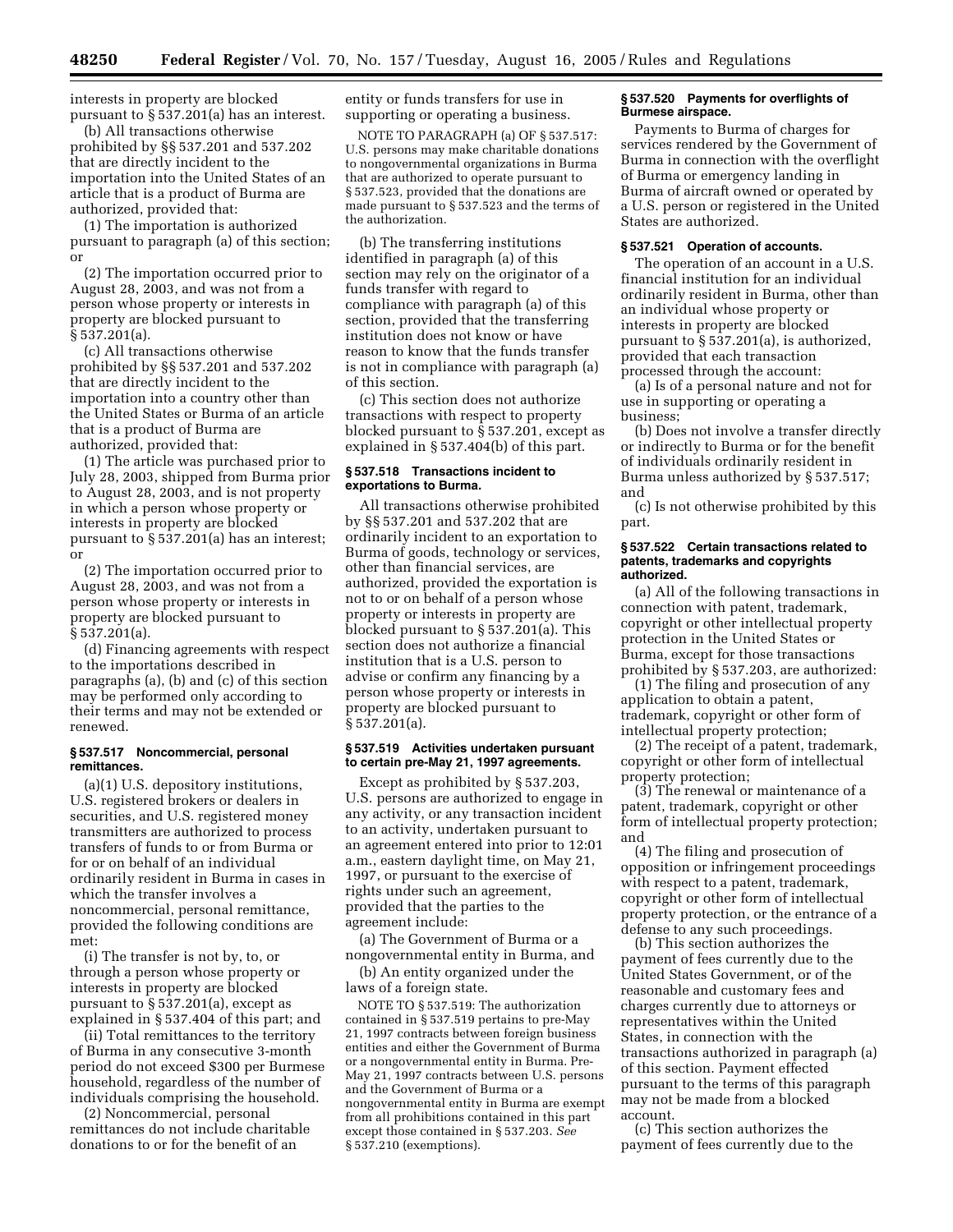interests in property are blocked pursuant to § 537.201(a) has an interest.

(b) All transactions otherwise prohibited by §§ 537.201 and 537.202 that are directly incident to the importation into the United States of an article that is a product of Burma are authorized, provided that:

(1) The importation is authorized pursuant to paragraph (a) of this section; or

(2) The importation occurred prior to August 28, 2003, and was not from a person whose property or interests in property are blocked pursuant to § 537.201(a).

(c) All transactions otherwise prohibited by §§ 537.201 and 537.202 that are directly incident to the importation into a country other than the United States or Burma of an article that is a product of Burma are authorized, provided that:

(1) The article was purchased prior to July 28, 2003, shipped from Burma prior to August 28, 2003, and is not property in which a person whose property or interests in property are blocked pursuant to § 537.201(a) has an interest; or

(2) The importation occurred prior to August 28, 2003, and was not from a person whose property or interests in property are blocked pursuant to § 537.201(a).

(d) Financing agreements with respect to the importations described in paragraphs (a), (b) and (c) of this section may be performed only according to their terms and may not be extended or renewed.

#### § 537.517 Noncommercial, personal remittances.

(a)(1) U.S. depository institutions, U.S. registered brokers or dealers in securities, and U.S. registered money transmitters are authorized to process transfers of funds to or from Burma or for or on behalf of an individual ordinarily resident in Burma in cases in which the transfer involves a noncommercial, personal remittance, provided the following conditions are met:

(i) The transfer is not by, to, or through a person whose property or interests in property are blocked pursuant to § 537.201(a), except as explained in § 537.404 of this part; and

(ii) Total remittances to the territory of Burma in any consecutive 3-month period do not exceed $300 per Burmese household, regardless of the number of individuals comprising the household.

(2) Noncommercial, personal remittances do not include charitable donations to or for the benefit of an entity or funds transfers for use in supporting or operating a business.

NOTE TO PARAGRAPH (a) OF § 537.517: U.S. persons may make charitable donations to nongovernmental organizations in Burma that are authorized to operate pursuant to § 537.523, provided that the donations are made pursuant to § 537.523 and the terms of the authorization.

(b) The transferring institutions identified in paragraph (a) of this section may rely on the originator of a funds transfer with regard to compliance with paragraph (a) of this section, provided that the transferring institution does not know or have reason to know that the funds transfer is not in compliance with paragraph (a) of this section.

(c) This section does not authorize transactions with respect to property blocked pursuant to § 537.201, except as explained in § 537.404(b) of this part.

#### § 537.518 Transactions incident to exportations to Burma.

All transactions otherwise prohibited by §§ 537.201 and 537.202 that are ordinarily incident to an exportation to Burma of goods, technology or services, other than financial services, are authorized, provided the exportation is not to or on behalf of a person whose property or interests in property are blocked pursuant to § 537.201(a). This section does not authorize a financial institution that is a U.S. person to advise or confirm any financing by a person whose property or interests in property are blocked pursuant to § 537.201(a).

#### § 537.519 Activities undertaken pursuant to certain pre-May 21, 1997 agreements.

Except as prohibited by § 537.203, U.S. persons are authorized to engage in any activity, or any transaction incident to an activity, undertaken pursuant to an agreement entered into prior to 12:01 a.m., eastern daylight time, on May 21, 1997, or pursuant to the exercise of rights under such an agreement, provided that the parties to the agreement include:

(a) The Government of Burma or a nongovernmental entity in Burma, and

(b) An entity organized under the laws of a foreign state.

NOTE TO § 537.519: The authorization contained in § 537.519 pertains to pre-May 21, 1997 contracts between foreign business entities and either the Government of Burma or a nongovernmental entity in Burma. Pre-May 21, 1997 contracts between U.S. persons and the Government of Burma or a nongovernmental entity in Burma are exempt from all prohibitions contained in this part except those contained in § 537.203. *See* § 537.210 (exemptions).

#### § 537.520 Payments for overflights of Burmese airspace.

Payments to Burma of charges for services rendered by the Government of Burma in connection with the overflight of Burma or emergency landing in Burma of aircraft owned or operated by a U.S. person or registered in the United States are authorized.

#### § 537.521 Operation of accounts.

The operation of an account in a U.S. financial institution for an individual ordinarily resident in Burma, other than an individual whose property or interests in property are blocked pursuant to § 537.201(a), is authorized, provided that each transaction processed through the account:

(a) Is of a personal nature and not for use in supporting or operating a business;

(b) Does not involve a transfer directly or indirectly to Burma or for the benefit of individuals ordinarily resident in Burma unless authorized by § 537.517; and

(c) Is not otherwise prohibited by this part.

#### § 537.522 Certain transactions related to patents, trademarks and copyrights authorized.

(a) All of the following transactions in connection with patent, trademark, copyright or other intellectual property protection in the United States or Burma, except for those transactions prohibited by § 537.203, are authorized:

(1) The filing and prosecution of any application to obtain a patent, trademark, copyright or other form of intellectual property protection;

(2) The receipt of a patent, trademark, copyright or other form of intellectual property protection;

(3) The renewal or maintenance of a patent, trademark, copyright or other form of intellectual property protection; and

(4) The filing and prosecution of opposition or infringement proceedings with respect to a patent, trademark, copyright or other form of intellectual property protection, or the entrance of a defense to any such proceedings.

(b) This section authorizes the payment of fees currently due to the United States Government, or of the reasonable and customary fees and charges currently due to attorneys or representatives within the United States, in connection with the transactions authorized in paragraph (a) of this section. Payment effected pursuant to the terms of this paragraph may not be made from a blocked account.

(c) This section authorizes the payment of fees currently due to the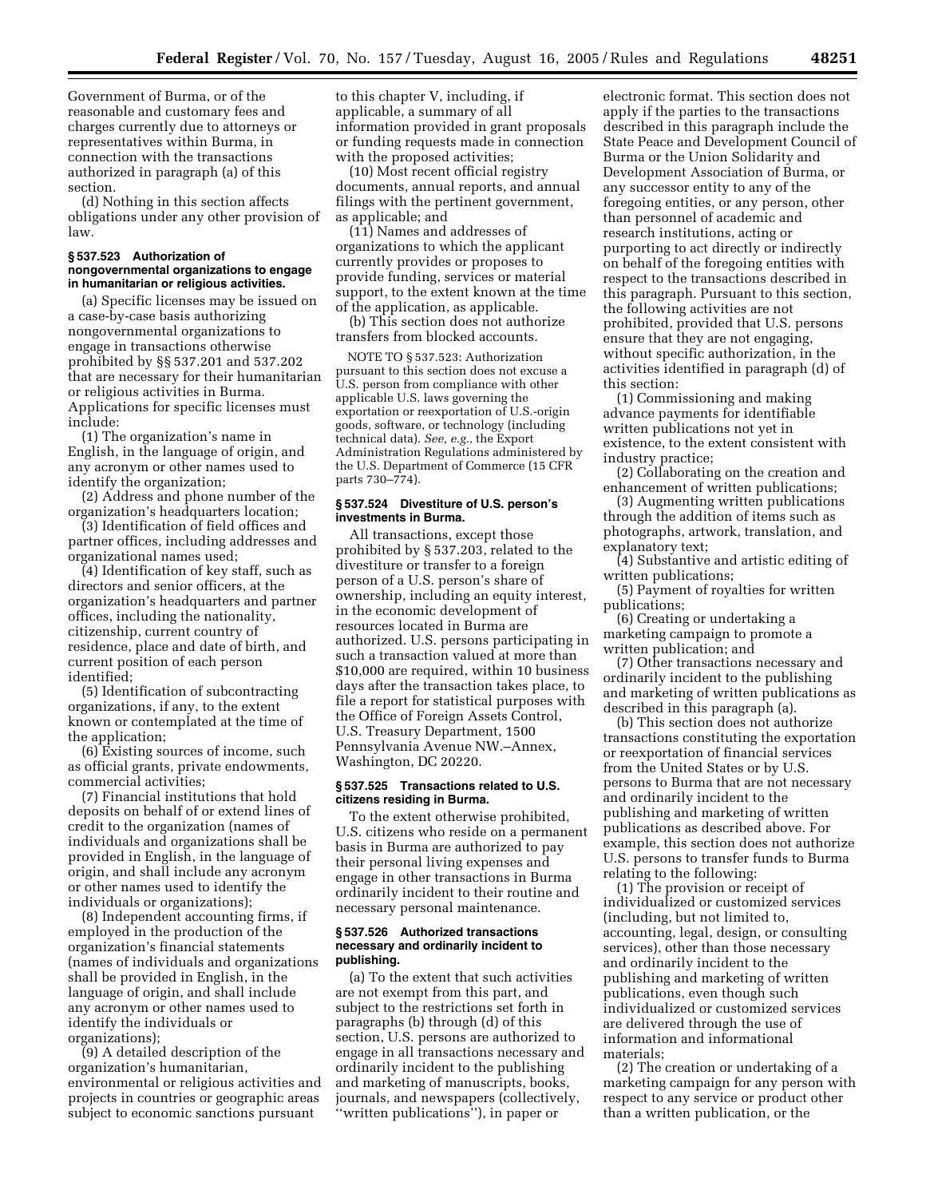Government of Burma, or of the reasonable and customary fees and charges currently due to attorneys or representatives within Burma, in connection with the transactions authorized in paragraph (a) of this section.

(d) Nothing in this section affects obligations under any other provision of law.

#### § 537.523 Authorization of nongovernmental organizations to engage in humanitarian or religious activities.

(a) Specific licenses may be issued on a case-by-case basis authorizing nongovernmental organizations to engage in transactions otherwise prohibited by §§ 537.201 and 537.202 that are necessary for their humanitarian or religious activities in Burma. Applications for specific licenses must include:

(1) The organization's name in English, in the language of origin, and any acronym or other names used to identify the organization;

(2) Address and phone number of the organization's headquarters location;

(3) Identification of field offices and partner offices, including addresses and organizational names used;

(4) Identification of key staff, such as directors and senior officers, at the organization's headquarters and partner offices, including the nationality, citizenship, current country of residence, place and date of birth, and current position of each person identified;

(5) Identification of subcontracting organizations, if any, to the extent known or contemplated at the time of the application;

(6) Existing sources of income, such as official grants, private endowments, commercial activities;

(7) Financial institutions that hold deposits on behalf of or extend lines of credit to the organization (names of individuals and organizations shall be provided in English, in the language of origin, and shall include any acronym or other names used to identify the individuals or organizations);

(8) Independent accounting firms, if employed in the production of the organization's financial statements (names of individuals and organizations shall be provided in English, in the language of origin, and shall include any acronym or other names used to identify the individuals or organizations);

(9) A detailed description of the organization's humanitarian, environmental or religious activities and projects in countries or geographic areas subject to economic sanctions pursuant to this chapter V, including, if applicable, a summary of all information provided in grant proposals or funding requests made in connection with the proposed activities;

(10) Most recent official registry documents, annual reports, and annual filings with the pertinent government, as applicable; and

(11) Names and addresses of organizations to which the applicant currently provides or proposes to provide funding, services or material support, to the extent known at the time of the application, as applicable.

(b) This section does not authorize transfers from blocked accounts.

NOTE TO § 537.523: Authorization pursuant to this section does not excuse a U.S. person from compliance with other applicable U.S. laws governing the exportation or reexportation of U.S.-origin goods, software, or technology (including technical data). *See, e.g.*, the Export Administration Regulations administered by the U.S. Department of Commerce (15 CFR parts 730–774).

#### § 537.524 Divestiture of U.S. person's investments in Burma.

All transactions, except those prohibited by § 537.203, related to the divestiture or transfer to a foreign person of a U.S. person's share of ownership, including an equity interest, in the economic development of resources located in Burma are authorized. U.S. persons participating in such a transaction valued at more than $10,000 are required, within 10 business days after the transaction takes place, to file a report for statistical purposes with the Office of Foreign Assets Control, U.S. Treasury Department, 1500 Pennsylvania Avenue NW.–Annex, Washington, DC 20220.

#### § 537.525 Transactions related to U.S. citizens residing in Burma.

To the extent otherwise prohibited, U.S. citizens who reside on a permanent basis in Burma are authorized to pay their personal living expenses and engage in other transactions in Burma ordinarily incident to their routine and necessary personal maintenance.

#### § 537.526 Authorized transactions necessary and ordinarily incident to publishing.

(a) To the extent that such activities are not exempt from this part, and subject to the restrictions set forth in paragraphs (b) through (d) of this section, U.S. persons are authorized to engage in all transactions necessary and ordinarily incident to the publishing and marketing of manuscripts, books, journals, and newspapers (collectively, ''written publications''), in paper or electronic format. This section does not apply if the parties to the transactions described in this paragraph include the State Peace and Development Council of Burma or the Union Solidarity and Development Association of Burma, or any successor entity to any of the foregoing entities, or any person, other than personnel of academic and research institutions, acting or purporting to act directly or indirectly on behalf of the foregoing entities with respect to the transactions described in this paragraph. Pursuant to this section, the following activities are not prohibited, provided that U.S. persons ensure that they are not engaging, without specific authorization, in the activities identified in paragraph (d) of this section:

(1) Commissioning and making advance payments for identifiable written publications not yet in existence, to the extent consistent with industry practice;

(2) Collaborating on the creation and enhancement of written publications;

(3) Augmenting written publications through the addition of items such as photographs, artwork, translation, and explanatory text;

(4) Substantive and artistic editing of written publications;

(5) Payment of royalties for written publications;

(6) Creating or undertaking a marketing campaign to promote a written publication; and

(7) Other transactions necessary and ordinarily incident to the publishing and marketing of written publications as described in this paragraph (a).

(b) This section does not authorize transactions constituting the exportation or reexportation of financial services from the United States or by U.S. persons to Burma that are not necessary and ordinarily incident to the publishing and marketing of written publications as described above. For example, this section does not authorize U.S. persons to transfer funds to Burma relating to the following:

(1) The provision or receipt of individualized or customized services (including, but not limited to, accounting, legal, design, or consulting services), other than those necessary and ordinarily incident to the publishing and marketing of written publications, even though such individualized or customized services are delivered through the use of information and informational materials;

(2) The creation or undertaking of a marketing campaign for any person with respect to any service or product other than a written publication, or the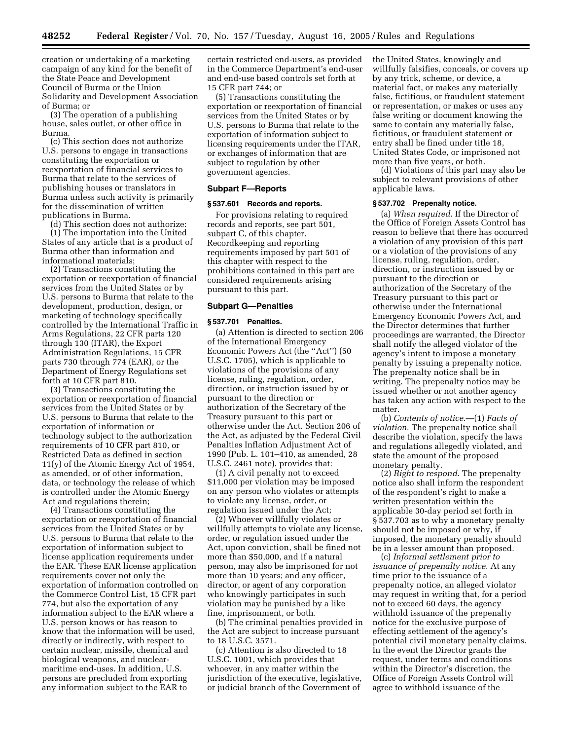creation or undertaking of a marketing campaign of any kind for the benefit of the State Peace and Development Council of Burma or the Union Solidarity and Development Association of Burma; or

(3) The operation of a publishing house, sales outlet, or other office in Burma.

(c) This section does not authorize U.S. persons to engage in transactions constituting the exportation or reexportation of financial services to Burma that relate to the services of publishing houses or translators in Burma unless such activity is primarily for the dissemination of written publications in Burma.

(d) This section does not authorize:

(1) The importation into the United States of any article that is a product of Burma other than information and informational materials;

(2) Transactions constituting the exportation or reexportation of financial services from the United States or by U.S. persons to Burma that relate to the development, production, design, or marketing of technology specifically controlled by the International Traffic in Arms Regulations, 22 CFR parts 120 through 130 (ITAR), the Export Administration Regulations, 15 CFR parts 730 through 774 (EAR), or the Department of Energy Regulations set forth at 10 CFR part 810.

(3) Transactions constituting the exportation or reexportation of financial services from the United States or by U.S. persons to Burma that relate to the exportation of information or technology subject to the authorization requirements of 10 CFR part 810, or Restricted Data as defined in section 11(y) of the Atomic Energy Act of 1954, as amended, or of other information, data, or technology the release of which is controlled under the Atomic Energy Act and regulations therein;

(4) Transactions constituting the exportation or reexportation of financial services from the United States or by U.S. persons to Burma that relate to the exportation of information subject to license application requirements under the EAR. These EAR license application requirements cover not only the exportation of information controlled on the Commerce Control List, 15 CFR part 774, but also the exportation of any information subject to the EAR where a U.S. person knows or has reason to know that the information will be used, directly or indirectly, with respect to certain nuclear, missile, chemical and biological weapons, and nuclear-maritime end-uses. In addition, U.S. persons are precluded from exporting any information subject to the EAR to certain restricted end-users, as provided in the Commerce Department's end-user and end-use based controls set forth at 15 CFR part 744; or

(5) Transactions constituting the exportation or reexportation of financial services from the United States or by U.S. persons to Burma that relate to the exportation of information subject to licensing requirements under the ITAR, or exchanges of information that are subject to regulation by other government agencies.

## Subpart F—Reports

### § 537.601 Records and reports.

For provisions relating to required records and reports, see part 501, subpart C, of this chapter. Recordkeeping and reporting requirements imposed by part 501 of this chapter with respect to the prohibitions contained in this part are considered requirements arising pursuant to this part.

## Subpart G—Penalties

### § 537.701 Penalties.

(a) Attention is directed to section 206 of the International Emergency Economic Powers Act (the ''Act'') (50 U.S.C. 1705), which is applicable to violations of the provisions of any license, ruling, regulation, order, direction, or instruction issued by or pursuant to the direction or authorization of the Secretary of the Treasury pursuant to this part or otherwise under the Act. Section 206 of the Act, as adjusted by the Federal Civil Penalties Inflation Adjustment Act of 1990 (Pub. L. 101–410, as amended, 28 U.S.C. 2461 note), provides that:

(1) A civil penalty not to exceed $11,000 per violation may be imposed on any person who violates or attempts to violate any license, order, or regulation issued under the Act;

(2) Whoever willfully violates or willfully attempts to violate any license, order, or regulation issued under the Act, upon conviction, shall be fined not more than $50,000, and if a natural person, may also be imprisoned for not more than 10 years; and any officer, director, or agent of any corporation who knowingly participates in such violation may be punished by a like fine, imprisonment, or both.

(b) The criminal penalties provided in the Act are subject to increase pursuant to 18 U.S.C. 3571.

(c) Attention is also directed to 18 U.S.C. 1001, which provides that whoever, in any matter within the jurisdiction of the executive, legislative, or judicial branch of the Government of the United States, knowingly and willfully falsifies, conceals, or covers up by any trick, scheme, or device, a material fact, or makes any materially false, fictitious, or fraudulent statement or representation, or makes or uses any false writing or document knowing the same to contain any materially false, fictitious, or fraudulent statement or entry shall be fined under title 18, United States Code, or imprisoned not more than five years, or both.

(d) Violations of this part may also be subject to relevant provisions of other applicable laws.

### § 537.702 Prepenalty notice.

(a) *When required.* If the Director of the Office of Foreign Assets Control has reason to believe that there has occurred a violation of any provision of this part or a violation of the provisions of any license, ruling, regulation, order, direction, or instruction issued by or pursuant to the direction or authorization of the Secretary of the Treasury pursuant to this part or otherwise under the International Emergency Economic Powers Act, and the Director determines that further proceedings are warranted, the Director shall notify the alleged violator of the agency's intent to impose a monetary penalty by issuing a prepenalty notice. The prepenalty notice shall be in writing. The prepenalty notice may be issued whether or not another agency has taken any action with respect to the matter.

(b) *Contents of notice.*—(1) *Facts of violation.* The prepenalty notice shall describe the violation, specify the laws and regulations allegedly violated, and state the amount of the proposed monetary penalty.

(2) *Right to respond.* The prepenalty notice also shall inform the respondent of the respondent's right to make a written presentation within the applicable 30-day period set forth in § 537.703 as to why a monetary penalty should not be imposed or why, if imposed, the monetary penalty should be in a lesser amount than proposed.

(c) *Informal settlement prior to issuance of prepenalty notice.* At any time prior to the issuance of a prepenalty notice, an alleged violator may request in writing that, for a period not to exceed 60 days, the agency withhold issuance of the prepenalty notice for the exclusive purpose of effecting settlement of the agency's potential civil monetary penalty claims. In the event the Director grants the request, under terms and conditions within the Director's discretion, the Office of Foreign Assets Control will agree to withhold issuance of the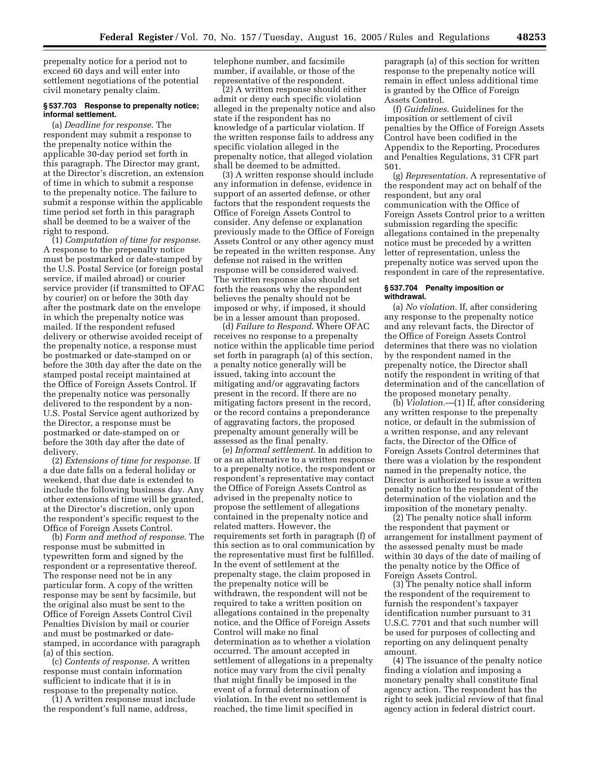prepenalty notice for a period not to exceed 60 days and will enter into settlement negotiations of the potential civil monetary penalty claim.

### § 537.703 Response to prepenalty notice; informal settlement.

(a) *Deadline for response.* The respondent may submit a response to the prepenalty notice within the applicable 30-day period set forth in this paragraph. The Director may grant, at the Director's discretion, an extension of time in which to submit a response to the prepenalty notice. The failure to submit a response within the applicable time period set forth in this paragraph shall be deemed to be a waiver of the right to respond.

(1) *Computation of time for response.* A response to the prepenalty notice must be postmarked or date-stamped by the U.S. Postal Service (or foreign postal service, if mailed abroad) or courier service provider (if transmitted to OFAC by courier) on or before the 30th day after the postmark date on the envelope in which the prepenalty notice was mailed. If the respondent refused delivery or otherwise avoided receipt of the prepenalty notice, a response must be postmarked or date-stamped on or before the 30th day after the date on the stamped postal receipt maintained at the Office of Foreign Assets Control. If the prepenalty notice was personally delivered to the respondent by a non-U.S. Postal Service agent authorized by the Director, a response must be postmarked or date-stamped on or before the 30th day after the date of delivery.

(2) *Extensions of time for response.* If a due date falls on a federal holiday or weekend, that due date is extended to include the following business day. Any other extensions of time will be granted, at the Director's discretion, only upon the respondent's specific request to the Office of Foreign Assets Control.

(b) *Form and method of response.* The response must be submitted in typewritten form and signed by the respondent or a representative thereof. The response need not be in any particular form. A copy of the written response may be sent by facsimile, but the original also must be sent to the Office of Foreign Assets Control Civil Penalties Division by mail or courier and must be postmarked or date-stamped, in accordance with paragraph (a) of this section.

(c) *Contents of response.* A written response must contain information sufficient to indicate that it is in response to the prepenalty notice.

(1) A written response must include the respondent's full name, address, telephone number, and facsimile number, if available, or those of the representative of the respondent.

(2) A written response should either admit or deny each specific violation alleged in the prepenalty notice and also state if the respondent has no knowledge of a particular violation. If the written response fails to address any specific violation alleged in the prepenalty notice, that alleged violation shall be deemed to be admitted.

(3) A written response should include any information in defense, evidence in support of an asserted defense, or other factors that the respondent requests the Office of Foreign Assets Control to consider. Any defense or explanation previously made to the Office of Foreign Assets Control or any other agency must be repeated in the written response. Any defense not raised in the written response will be considered waived. The written response also should set forth the reasons why the respondent believes the penalty should not be imposed or why, if imposed, it should be in a lesser amount than proposed.

(d) *Failure to Respond.* Where OFAC receives no response to a prepenalty notice within the applicable time period set forth in paragraph (a) of this section, a penalty notice generally will be issued, taking into account the mitigating and/or aggravating factors present in the record. If there are no mitigating factors present in the record, or the record contains a preponderance of aggravating factors, the proposed prepenalty amount generally will be assessed as the final penalty.

(e) *Informal settlement.* In addition to or as an alternative to a written response to a prepenalty notice, the respondent or respondent's representative may contact the Office of Foreign Assets Control as advised in the prepenalty notice to propose the settlement of allegations contained in the prepenalty notice and related matters. However, the requirements set forth in paragraph (f) of this section as to oral communication by the representative must first be fulfilled. In the event of settlement at the prepenalty stage, the claim proposed in the prepenalty notice will be withdrawn, the respondent will not be required to take a written position on allegations contained in the prepenalty notice, and the Office of Foreign Assets Control will make no final determination as to whether a violation occurred. The amount accepted in settlement of allegations in a prepenalty notice may vary from the civil penalty that might finally be imposed in the event of a formal determination of violation. In the event no settlement is reached, the time limit specified in paragraph (a) of this section for written response to the prepenalty notice will remain in effect unless additional time is granted by the Office of Foreign Assets Control.

(f) *Guidelines.* Guidelines for the imposition or settlement of civil penalties by the Office of Foreign Assets Control have been codified in the Appendix to the Reporting, Procedures and Penalties Regulations, 31 CFR part 501.

(g) *Representation.* A representative of the respondent may act on behalf of the respondent, but any oral communication with the Office of Foreign Assets Control prior to a written submission regarding the specific allegations contained in the prepenalty notice must be preceded by a written letter of representation, unless the prepenalty notice was served upon the respondent in care of the representative.

### § 537.704 Penalty imposition or withdrawal.

(a) *No violation.* If, after considering any response to the prepenalty notice and any relevant facts, the Director of the Office of Foreign Assets Control determines that there was no violation by the respondent named in the prepenalty notice, the Director shall notify the respondent in writing of that determination and of the cancellation of the proposed monetary penalty.

(b) *Violation.*—(1) If, after considering any written response to the prepenalty notice, or default in the submission of a written response, and any relevant facts, the Director of the Office of Foreign Assets Control determines that there was a violation by the respondent named in the prepenalty notice, the Director is authorized to issue a written penalty notice to the respondent of the determination of the violation and the imposition of the monetary penalty.

(2) The penalty notice shall inform the respondent that payment or arrangement for installment payment of the assessed penalty must be made within 30 days of the date of mailing of the penalty notice by the Office of Foreign Assets Control.

(3) The penalty notice shall inform the respondent of the requirement to furnish the respondent's taxpayer identification number pursuant to 31 U.S.C. 7701 and that such number will be used for purposes of collecting and reporting on any delinquent penalty amount.

(4) The issuance of the penalty notice finding a violation and imposing a monetary penalty shall constitute final agency action. The respondent has the right to seek judicial review of that final agency action in federal district court.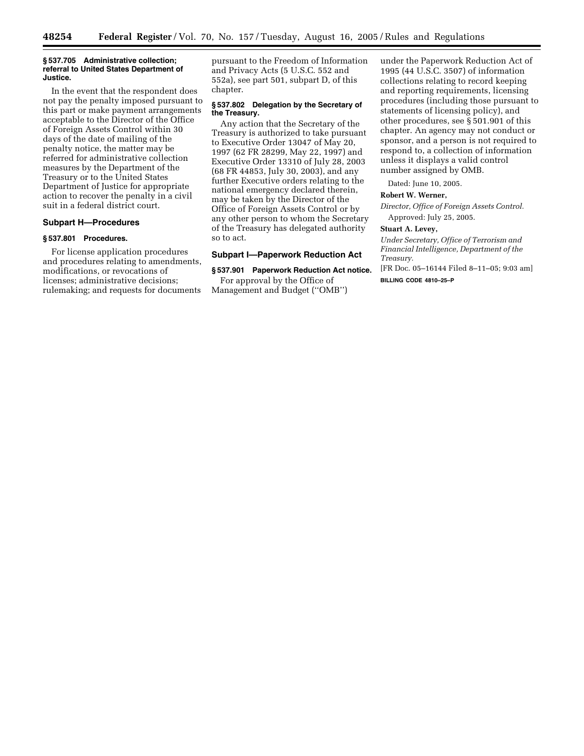### § 537.705 Administrative collection; referral to United States Department of Justice.

In the event that the respondent does not pay the penalty imposed pursuant to this part or make payment arrangements acceptable to the Director of the Office of Foreign Assets Control within 30 days of the date of mailing of the penalty notice, the matter may be referred for administrative collection measures by the Department of the Treasury or to the United States Department of Justice for appropriate action to recover the penalty in a civil suit in a federal district court.

## Subpart H—Procedures

### § 537.801 Procedures.

For license application procedures and procedures relating to amendments, modifications, or revocations of licenses; administrative decisions; rulemaking; and requests for documents pursuant to the Freedom of Information and Privacy Acts (5 U.S.C. 552 and 552a), see part 501, subpart D, of this chapter.

### § 537.802 Delegation by the Secretary of the Treasury.

Any action that the Secretary of the Treasury is authorized to take pursuant to Executive Order 13047 of May 20, 1997 (62 FR 28299, May 22, 1997) and Executive Order 13310 of July 28, 2003 (68 FR 44853, July 30, 2003), and any further Executive orders relating to the national emergency declared therein, may be taken by the Director of the Office of Foreign Assets Control or by any other person to whom the Secretary of the Treasury has delegated authority so to act.

## Subpart I—Paperwork Reduction Act

### § 537.901 Paperwork Reduction Act notice.

For approval by the Office of Management and Budget (''OMB'') under the Paperwork Reduction Act of 1995 (44 U.S.C. 3507) of information collections relating to record keeping and reporting requirements, licensing procedures (including those pursuant to statements of licensing policy), and other procedures, see § 501.901 of this chapter. An agency may not conduct or sponsor, and a person is not required to respond to, a collection of information unless it displays a valid control number assigned by OMB.

Dated: June 10, 2005.

**Robert W. Werner,**

*Director, Office of Foreign Assets Control.*

Approved: July 25, 2005.

**Stuart A. Levey,**

*Under Secretary, Office of Terrorism and Financial Intelligence, Department of the Treasury.*

[FR Doc. 05–16144 Filed 8–11–05; 9:03 am]

**BILLING CODE 4810–25–P**